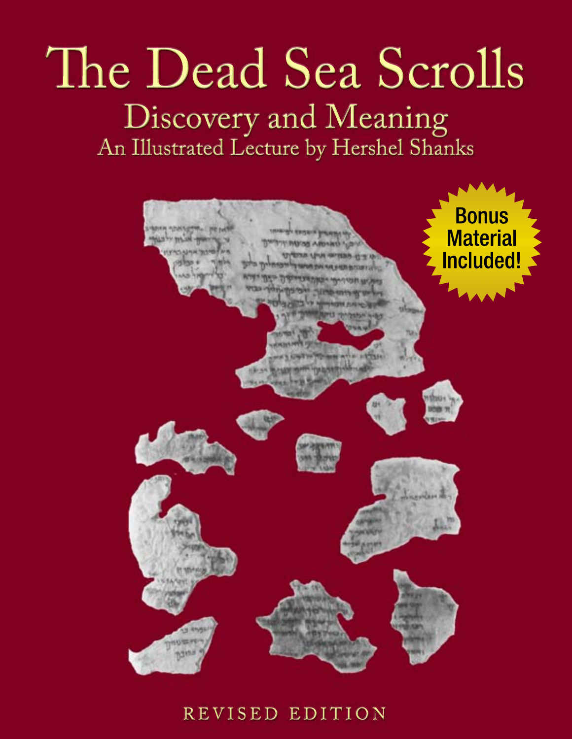# The Dead Sea Scrolls

## Discovery and Meaning

### An Illustrated Lecture by Hershel Shanks

Bonus Material Included!

REVISED EDITION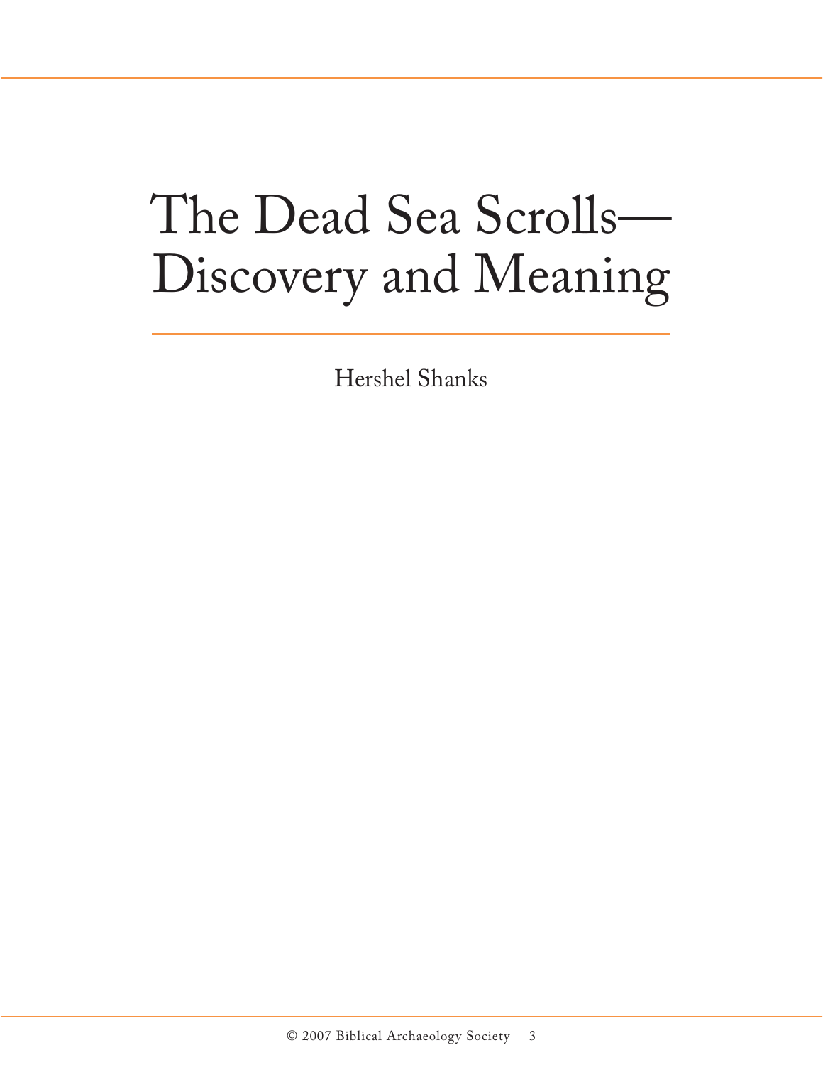# The Dead Sea Scrolls—Discovery and Meaning

Hershel Shanks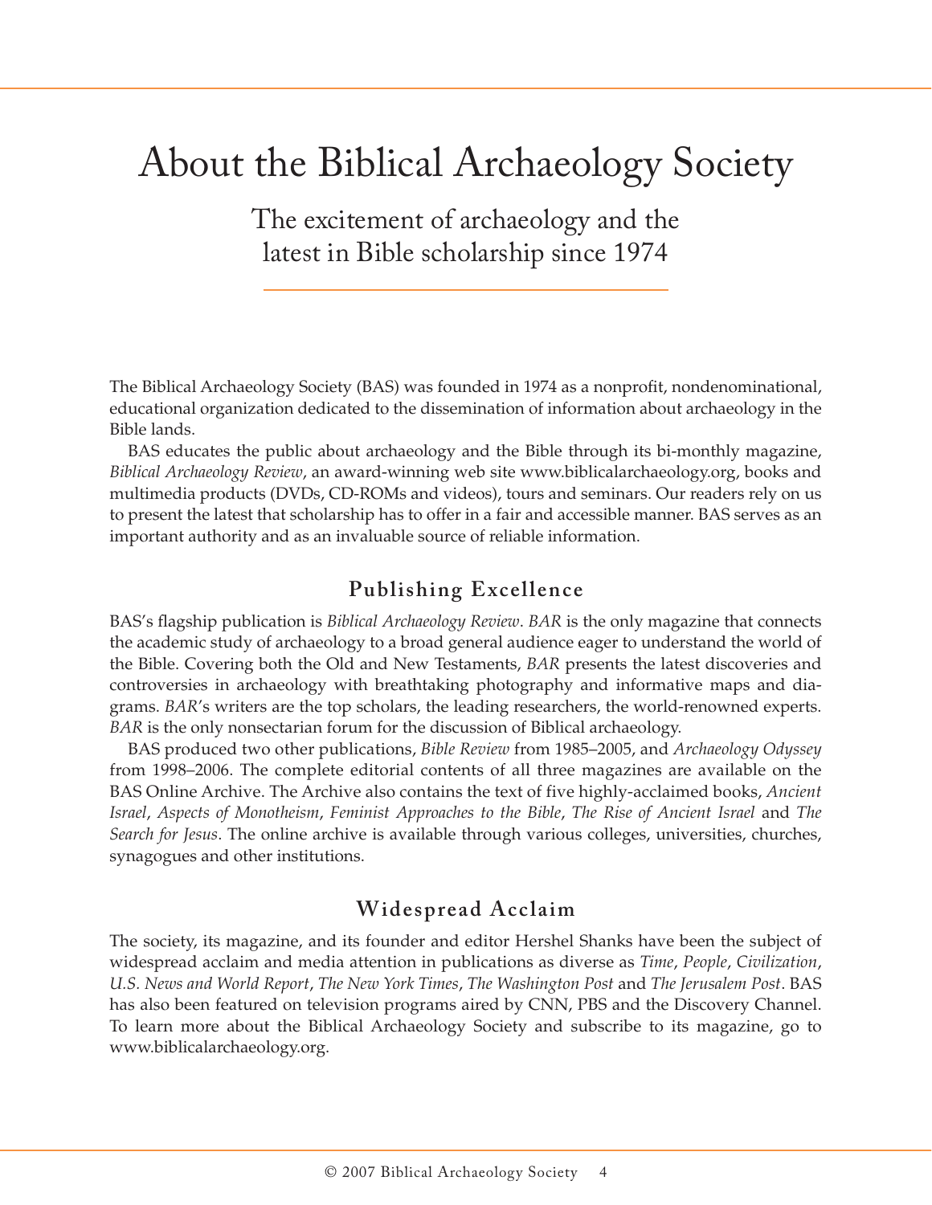# About the Biblical Archaeology Society

## The excitement of archaeology and the latest in Bible scholarship since 1974

The Biblical Archaeology Society (BAS) was founded in 1974 as a nonprofit, nondenominational, educational organization dedicated to the dissemination of information about archaeology in the Bible lands.

BAS educates the public about archaeology and the Bible through its bi-monthly magazine, *Biblical Archaeology Review*, an award-winning web site www.biblicalarchaeology.org, books and multimedia products (DVDs, CD-ROMs and videos), tours and seminars. Our readers rely on us to present the latest that scholarship has to offer in a fair and accessible manner. BAS serves as an important authority and as an invaluable source of reliable information.

### Publishing Excellence

BAS's flagship publication is *Biblical Archaeology Review*. *BAR* is the only magazine that connects the academic study of archaeology to a broad general audience eager to understand the world of the Bible. Covering both the Old and New Testaments, *BAR* presents the latest discoveries and controversies in archaeology with breathtaking photography and informative maps and diagrams. *BAR*'s writers are the top scholars, the leading researchers, the world-renowned experts. *BAR* is the only nonsectarian forum for the discussion of Biblical archaeology.

BAS produced two other publications, *Bible Review* from 1985–2005, and *Archaeology Odyssey* from 1998–2006. The complete editorial contents of all three magazines are available on the BAS Online Archive. The Archive also contains the text of five highly-acclaimed books, *Ancient Israel*, *Aspects of Monotheism*, *Feminist Approaches to the Bible*, *The Rise of Ancient Israel* and *The Search for Jesus*. The online archive is available through various colleges, universities, churches, synagogues and other institutions.

### Widespread Acclaim

The society, its magazine, and its founder and editor Hershel Shanks have been the subject of widespread acclaim and media attention in publications as diverse as *Time*, *People*, *Civilization*, *U.S. News and World Report*, *The New York Times*, *The Washington Post* and *The Jerusalem Post*. BAS has also been featured on television programs aired by CNN, PBS and the Discovery Channel. To learn more about the Biblical Archaeology Society and subscribe to its magazine, go to www.biblicalarchaeology.org.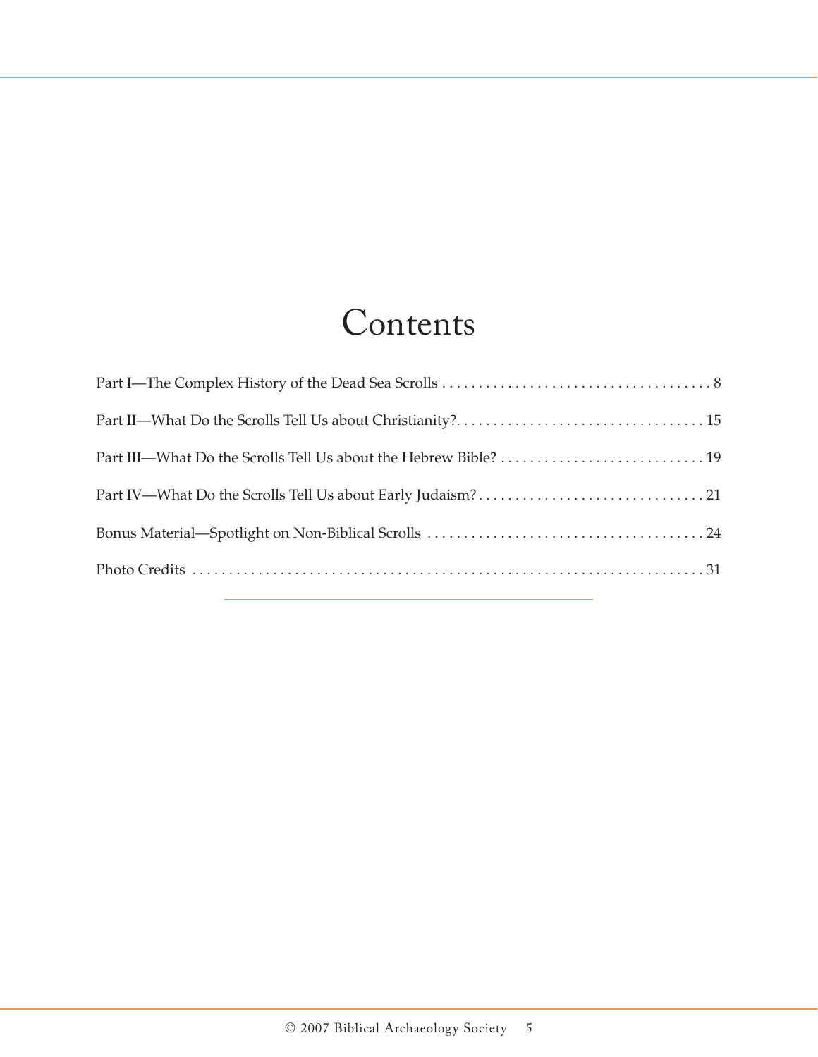# Contents

Part I—The Complex History of the Dead Sea Scrolls . . . . . . . . . . . . . . . . . . . . . . . . . . . . . . . . . . . . . 8

Part II—What Do the Scrolls Tell Us about Christianity?. . . . . . . . . . . . . . . . . . . . . . . . . . . . . . . . . . 15

Part III—What Do the Scrolls Tell Us about the Hebrew Bible? . . . . . . . . . . . . . . . . . . . . . . . . . . . . 19

Part IV—What Do the Scrolls Tell Us about Early Judaism? . . . . . . . . . . . . . . . . . . . . . . . . . . . . . . . 21

Bonus Material—Spotlight on Non-Biblical Scrolls . . . . . . . . . . . . . . . . . . . . . . . . . . . . . . . . . . . . . 24

Photo Credits . . . . . . . . . . . . . . . . . . . . . . . . . . . . . . . . . . . . . . . . . . . . . . . . . . . . . . . . . . . . . . . . . 31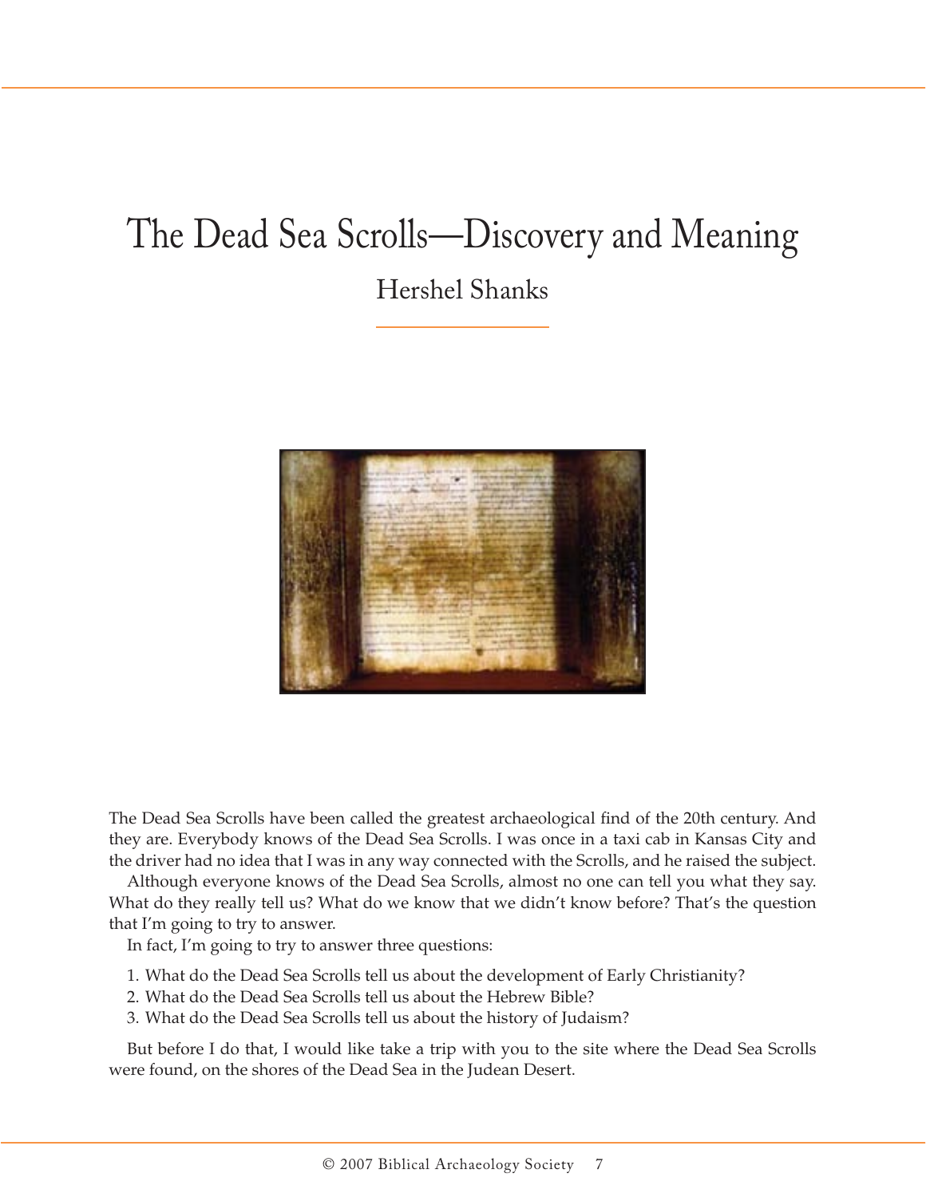# The Dead Sea Scrolls—Discovery and Meaning

## Hershel Shanks

The Dead Sea Scrolls have been called the greatest archaeological find of the 20th century. And they are. Everybody knows of the Dead Sea Scrolls. I was once in a taxi cab in Kansas City and the driver had no idea that I was in any way connected with the Scrolls, and he raised the subject.

Although everyone knows of the Dead Sea Scrolls, almost no one can tell you what they say. What do they really tell us? What do we know that we didn't know before? That's the question that I'm going to try to answer.

In fact, I'm going to try to answer three questions:

1. What do the Dead Sea Scrolls tell us about the development of Early Christianity?
2. What do the Dead Sea Scrolls tell us about the Hebrew Bible?
3. What do the Dead Sea Scrolls tell us about the history of Judaism?

But before I do that, I would like take a trip with you to the site where the Dead Sea Scrolls were found, on the shores of the Dead Sea in the Judean Desert.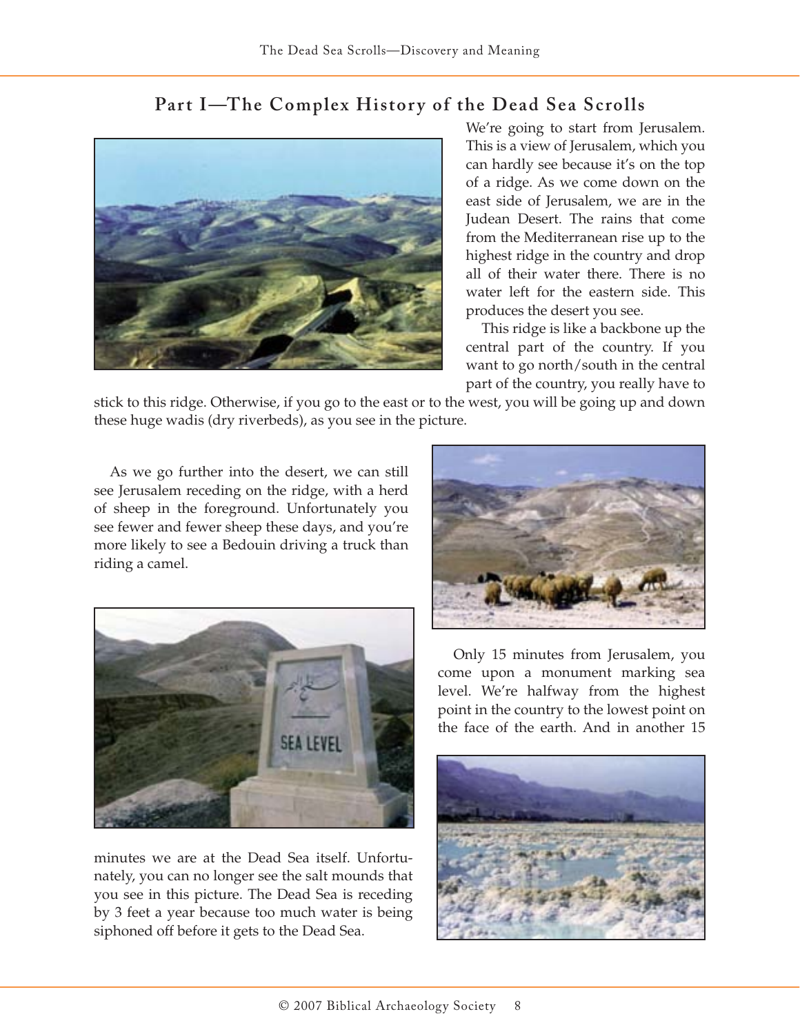## Part I—The Complex History of the Dead Sea Scrolls

We're going to start from Jerusalem. This is a view of Jerusalem, which you can hardly see because it's on the top of a ridge. As we come down on the east side of Jerusalem, we are in the Judean Desert. The rains that come from the Mediterranean rise up to the highest ridge in the country and drop all of their water there. There is no water left for the eastern side. This produces the desert you see.

This ridge is like a backbone up the central part of the country. If you want to go north/south in the central part of the country, you really have to stick to this ridge. Otherwise, if you go to the east or to the west, you will be going up and down these huge wadis (dry riverbeds), as you see in the picture.

As we go further into the desert, we can still see Jerusalem receding on the ridge, with a herd of sheep in the foreground. Unfortunately you see fewer and fewer sheep these days, and you're more likely to see a Bedouin driving a truck than riding a camel.

Only 15 minutes from Jerusalem, you come upon a monument marking sea level. We're halfway from the highest point in the country to the lowest point on the face of the earth. And in another 15 minutes we are at the Dead Sea itself. Unfortunately, you can no longer see the salt mounds that you see in this picture. The Dead Sea is receding by 3 feet a year because too much water is being siphoned off before it gets to the Dead Sea.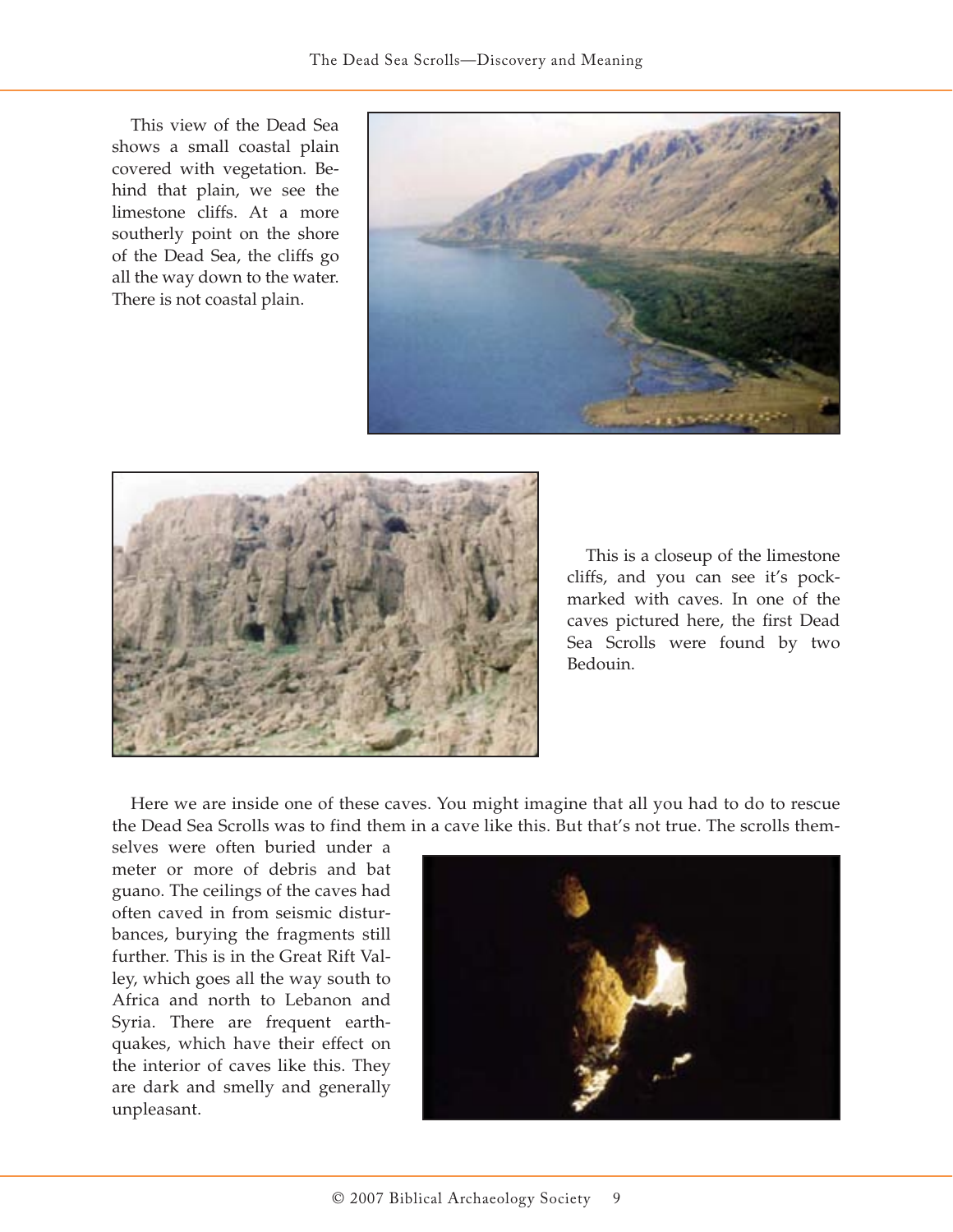This view of the Dead Sea shows a small coastal plain covered with vegetation. Behind that plain, we see the limestone cliffs. At a more southerly point on the shore of the Dead Sea, the cliffs go all the way down to the water. There is not coastal plain.

This is a closeup of the limestone cliffs, and you can see it's pockmarked with caves. In one of the caves pictured here, the first Dead Sea Scrolls were found by two Bedouin.

Here we are inside one of these caves. You might imagine that all you had to do to rescue the Dead Sea Scrolls was to find them in a cave like this. But that's not true. The scrolls themselves were often buried under a meter or more of debris and bat guano. The ceilings of the caves had often caved in from seismic disturbances, burying the fragments still further. This is in the Great Rift Valley, which goes all the way south to Africa and north to Lebanon and Syria. There are frequent earthquakes, which have their effect on the interior of caves like this. They are dark and smelly and generally unpleasant.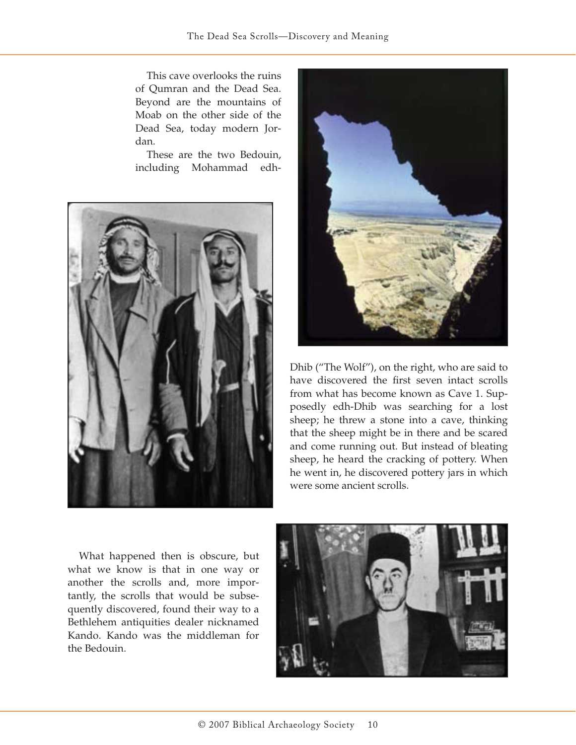This cave overlooks the ruins of Qumran and the Dead Sea. Beyond are the mountains of Moab on the other side of the Dead Sea, today modern Jordan.

These are the two Bedouin, including Mohammad edh-Dhib ("The Wolf"), on the right, who are said to have discovered the first seven intact scrolls from what has become known as Cave 1. Supposedly edh-Dhib was searching for a lost sheep; he threw a stone into a cave, thinking that the sheep might be in there and be scared and come running out. But instead of bleating sheep, he heard the cracking of pottery. When he went in, he discovered pottery jars in which were some ancient scrolls.

What happened then is obscure, but what we know is that in one way or another the scrolls and, more importantly, the scrolls that would be subsequently discovered, found their way to a Bethlehem antiquities dealer nicknamed Kando. Kando was the middleman for the Bedouin.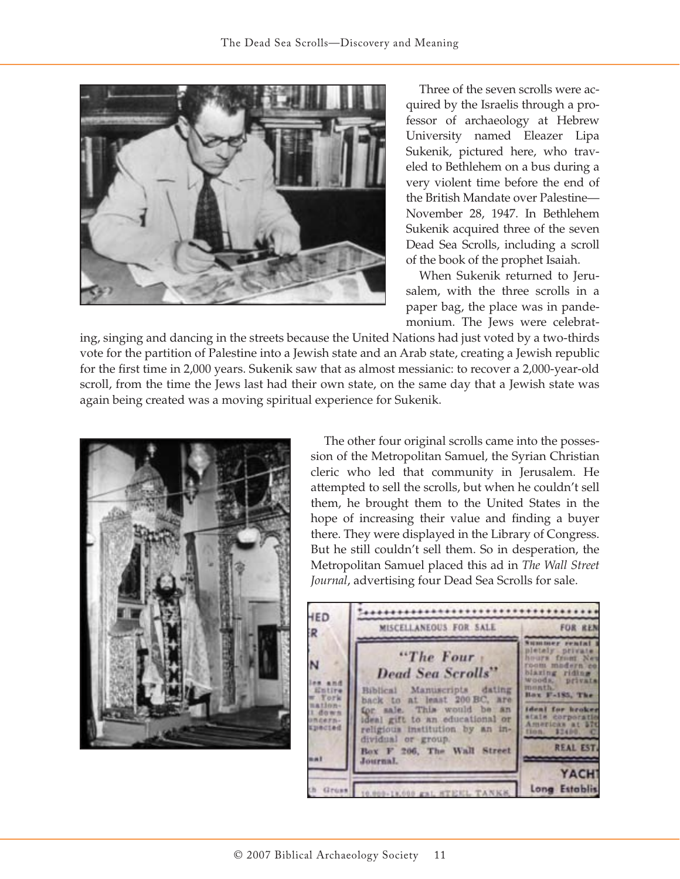Three of the seven scrolls were acquired by the Israelis through a professor of archaeology at Hebrew University named Eleazer Lipa Sukenik, pictured here, who traveled to Bethlehem on a bus during a very violent time before the end of the British Mandate over Palestine—November 28, 1947. In Bethlehem Sukenik acquired three of the seven Dead Sea Scrolls, including a scroll of the book of the prophet Isaiah.

When Sukenik returned to Jerusalem, with the three scrolls in a paper bag, the place was in pandemonium. The Jews were celebrating, singing and dancing in the streets because the United Nations had just voted by a two-thirds vote for the partition of Palestine into a Jewish state and an Arab state, creating a Jewish republic for the first time in 2,000 years. Sukenik saw that as almost messianic: to recover a 2,000-year-old scroll, from the time the Jews last had their own state, on the same day that a Jewish state was again being created was a moving spiritual experience for Sukenik.

The other four original scrolls came into the possession of the Metropolitan Samuel, the Syrian Christian cleric who led that community in Jerusalem. He attempted to sell the scrolls, but when he couldn't sell them, he brought them to the United States in the hope of increasing their value and finding a buyer there. They were displayed in the Library of Congress. But he still couldn't sell them. So in desperation, the Metropolitan Samuel placed this ad in *The Wall Street Journal*, advertising four Dead Sea Scrolls for sale.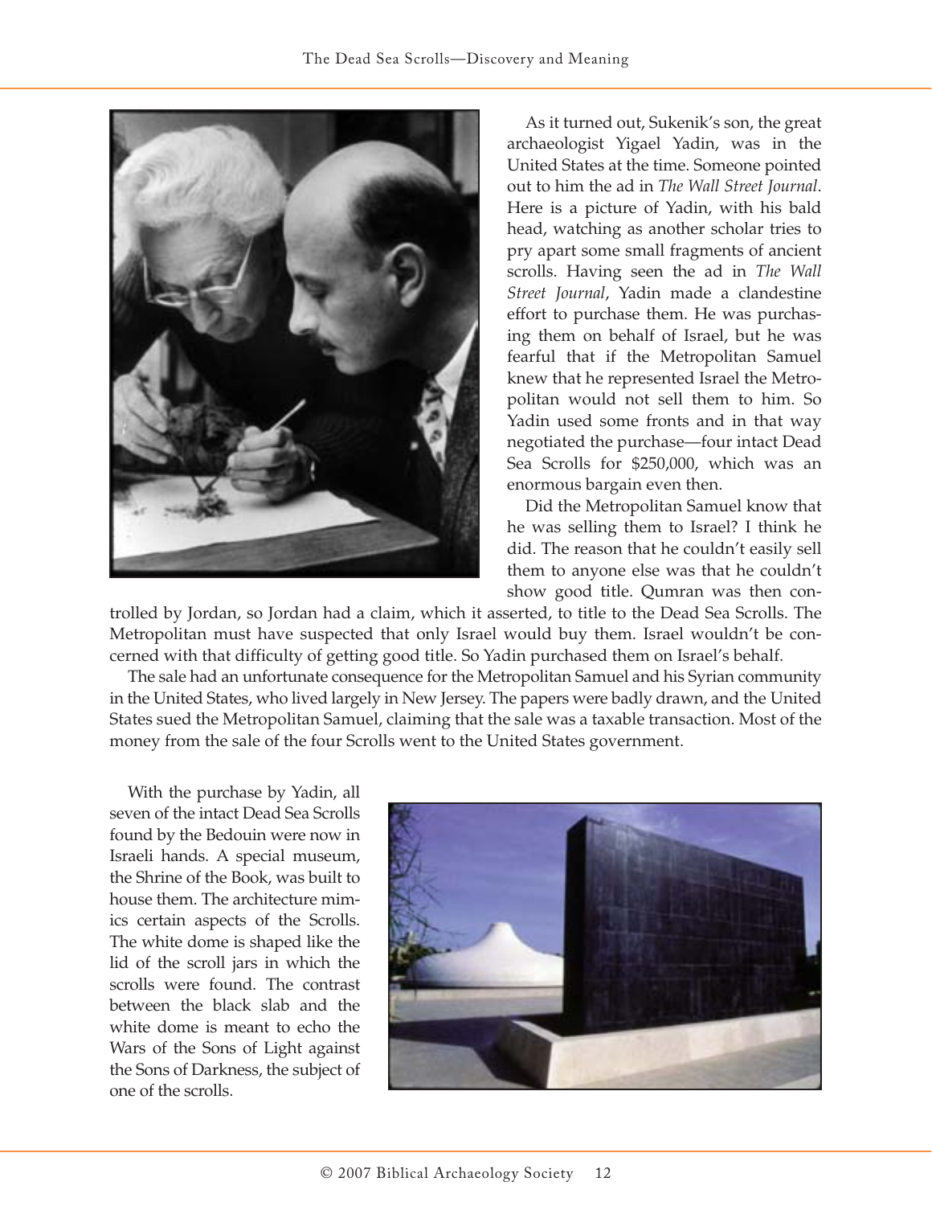As it turned out, Sukenik's son, the great archaeologist Yigael Yadin, was in the United States at the time. Someone pointed out to him the ad in *The Wall Street Journal*. Here is a picture of Yadin, with his bald head, watching as another scholar tries to pry apart some small fragments of ancient scrolls. Having seen the ad in *The Wall Street Journal*, Yadin made a clandestine effort to purchase them. He was purchasing them on behalf of Israel, but he was fearful that if the Metropolitan Samuel knew that he represented Israel the Metropolitan would not sell them to him. So Yadin used some fronts and in that way negotiated the purchase—four intact Dead Sea Scrolls for $250,000, which was an enormous bargain even then.

Did the Metropolitan Samuel know that he was selling them to Israel? I think he did. The reason that he couldn't easily sell them to anyone else was that he couldn't show good title. Qumran was then controlled by Jordan, so Jordan had a claim, which it asserted, to title to the Dead Sea Scrolls. The Metropolitan must have suspected that only Israel would buy them. Israel wouldn't be concerned with that difficulty of getting good title. So Yadin purchased them on Israel's behalf.

The sale had an unfortunate consequence for the Metropolitan Samuel and his Syrian community in the United States, who lived largely in New Jersey. The papers were badly drawn, and the United States sued the Metropolitan Samuel, claiming that the sale was a taxable transaction. Most of the money from the sale of the four Scrolls went to the United States government.

With the purchase by Yadin, all seven of the intact Dead Sea Scrolls found by the Bedouin were now in Israeli hands. A special museum, the Shrine of the Book, was built to house them. The architecture mimics certain aspects of the Scrolls. The white dome is shaped like the lid of the scroll jars in which the scrolls were found. The contrast between the black slab and the white dome is meant to echo the Wars of the Sons of Light against the Sons of Darkness, the subject of one of the scrolls.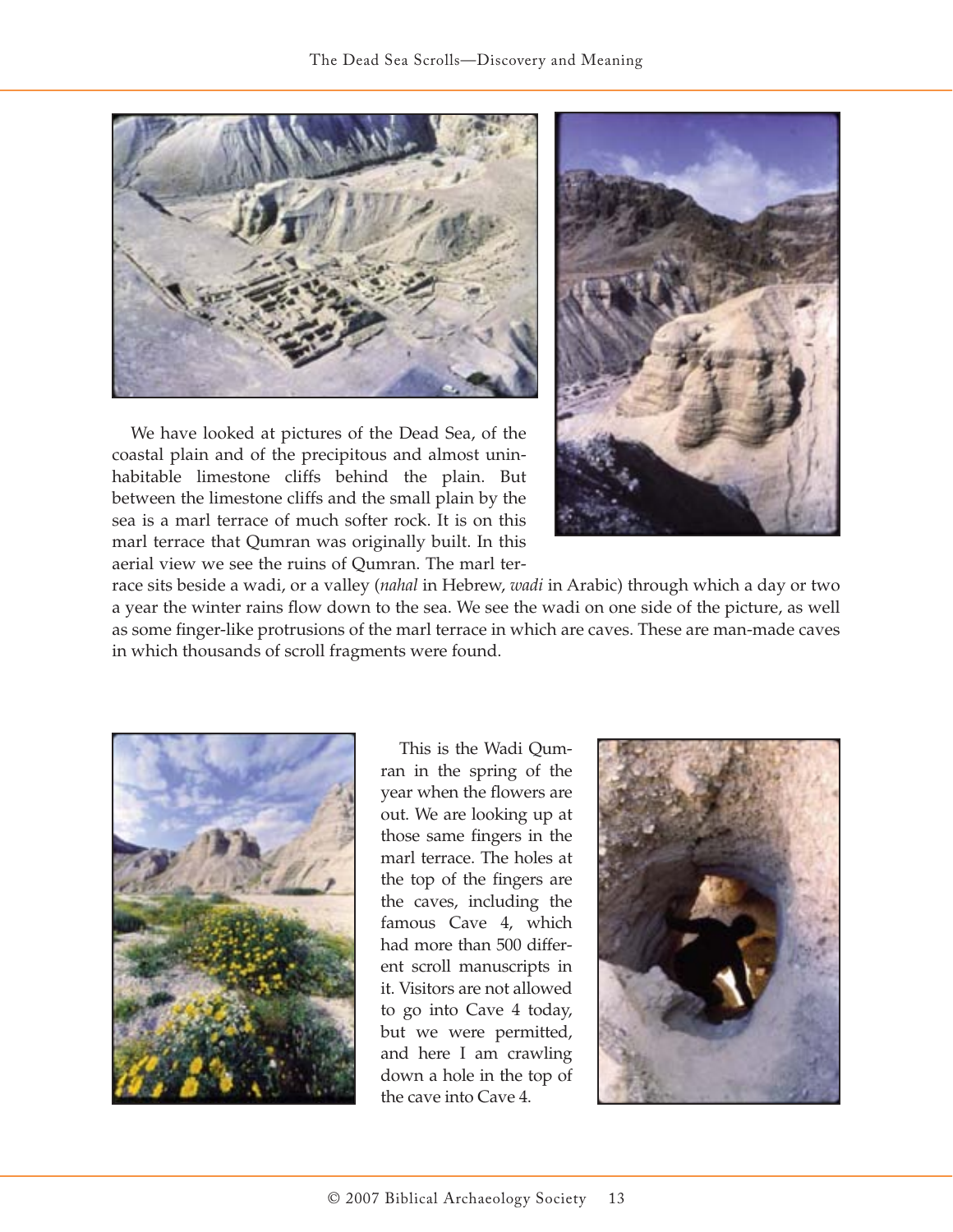We have looked at pictures of the Dead Sea, of the coastal plain and of the precipitous and almost uninhabitable limestone cliffs behind the plain. But between the limestone cliffs and the small plain by the sea is a marl terrace of much softer rock. It is on this marl terrace that Qumran was originally built. In this aerial view we see the ruins of Qumran. The marl terrace sits beside a wadi, or a valley (*nahal* in Hebrew, *wadi* in Arabic) through which a day or two a year the winter rains flow down to the sea. We see the wadi on one side of the picture, as well as some finger-like protrusions of the marl terrace in which are caves. These are man-made caves in which thousands of scroll fragments were found.

This is the Wadi Qumran in the spring of the year when the flowers are out. We are looking up at those same fingers in the marl terrace. The holes at the top of the fingers are the caves, including the famous Cave 4, which had more than 500 different scroll manuscripts in it. Visitors are not allowed to go into Cave 4 today, but we were permitted, and here I am crawling down a hole in the top of the cave into Cave 4.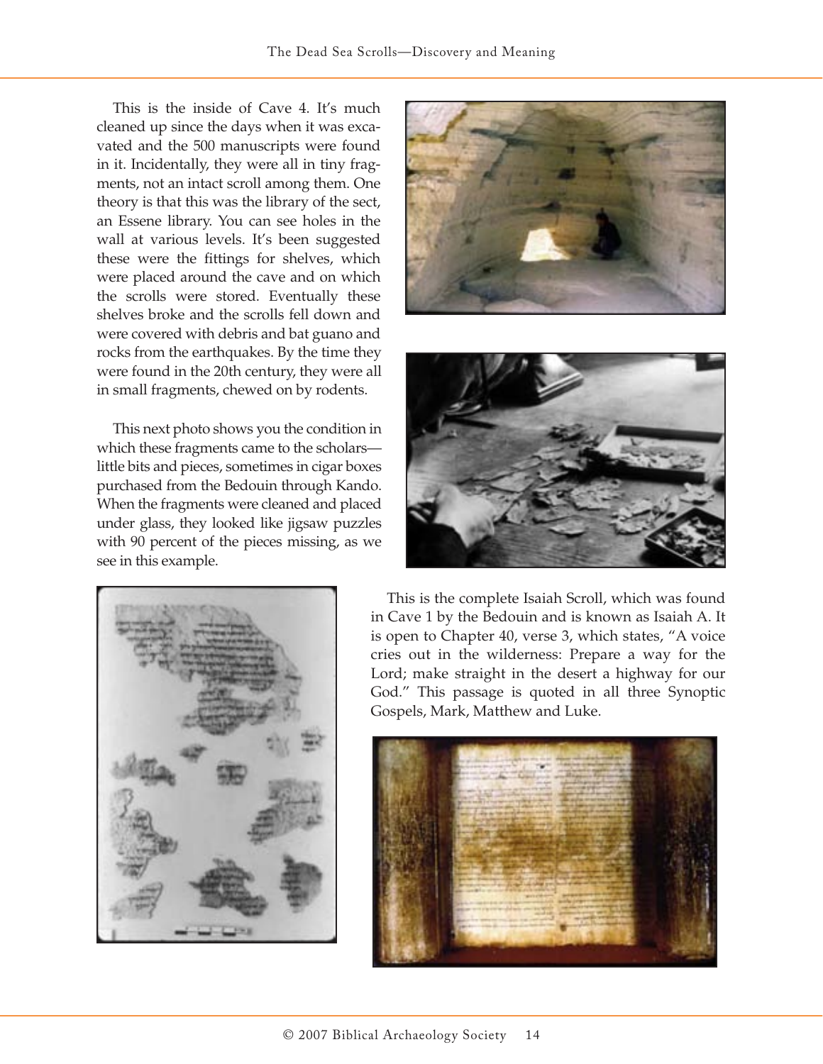This is the inside of Cave 4. It's much cleaned up since the days when it was excavated and the 500 manuscripts were found in it. Incidentally, they were all in tiny fragments, not an intact scroll among them. One theory is that this was the library of the sect, an Essene library. You can see holes in the wall at various levels. It's been suggested these were the fittings for shelves, which were placed around the cave and on which the scrolls were stored. Eventually these shelves broke and the scrolls fell down and were covered with debris and bat guano and rocks from the earthquakes. By the time they were found in the 20th century, they were all in small fragments, chewed on by rodents.

This next photo shows you the condition in which these fragments came to the scholars—little bits and pieces, sometimes in cigar boxes purchased from the Bedouin through Kando. When the fragments were cleaned and placed under glass, they looked like jigsaw puzzles with 90 percent of the pieces missing, as we see in this example.

This is the complete Isaiah Scroll, which was found in Cave 1 by the Bedouin and is known as Isaiah A. It is open to Chapter 40, verse 3, which states, "A voice cries out in the wilderness: Prepare a way for the Lord; make straight in the desert a highway for our God." This passage is quoted in all three Synoptic Gospels, Mark, Matthew and Luke.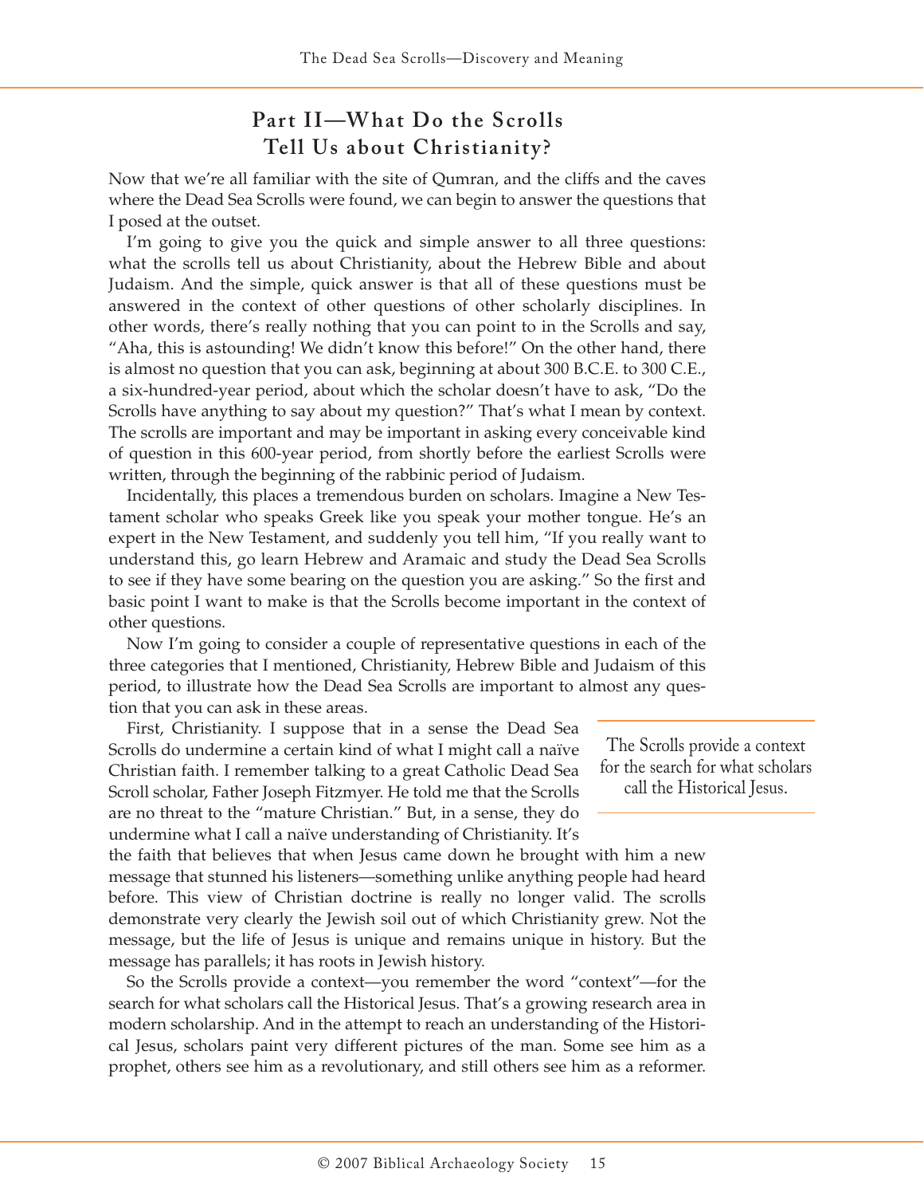## Part II—What Do the Scrolls Tell Us about Christianity?

Now that we're all familiar with the site of Qumran, and the cliffs and the caves where the Dead Sea Scrolls were found, we can begin to answer the questions that I posed at the outset.

I'm going to give you the quick and simple answer to all three questions: what the scrolls tell us about Christianity, about the Hebrew Bible and about Judaism. And the simple, quick answer is that all of these questions must be answered in the context of other questions of other scholarly disciplines. In other words, there's really nothing that you can point to in the Scrolls and say, "Aha, this is astounding! We didn't know this before!" On the other hand, there is almost no question that you can ask, beginning at about 300 B.C.E. to 300 C.E., a six-hundred-year period, about which the scholar doesn't have to ask, "Do the Scrolls have anything to say about my question?" That's what I mean by context. The scrolls are important and may be important in asking every conceivable kind of question in this 600-year period, from shortly before the earliest Scrolls were written, through the beginning of the rabbinic period of Judaism.

Incidentally, this places a tremendous burden on scholars. Imagine a New Testament scholar who speaks Greek like you speak your mother tongue. He's an expert in the New Testament, and suddenly you tell him, "If you really want to understand this, go learn Hebrew and Aramaic and study the Dead Sea Scrolls to see if they have some bearing on the question you are asking." So the first and basic point I want to make is that the Scrolls become important in the context of other questions.

Now I'm going to consider a couple of representative questions in each of the three categories that I mentioned, Christianity, Hebrew Bible and Judaism of this period, to illustrate how the Dead Sea Scrolls are important to almost any question that you can ask in these areas.

> The Scrolls provide a context for the search for what scholars call the Historical Jesus.

First, Christianity. I suppose that in a sense the Dead Sea Scrolls do undermine a certain kind of what I might call a naïve Christian faith. I remember talking to a great Catholic Dead Sea Scroll scholar, Father Joseph Fitzmyer. He told me that the Scrolls are no threat to the "mature Christian." But, in a sense, they do undermine what I call a naïve understanding of Christianity. It's the faith that believes that when Jesus came down he brought with him a new message that stunned his listeners—something unlike anything people had heard before. This view of Christian doctrine is really no longer valid. The scrolls demonstrate very clearly the Jewish soil out of which Christianity grew. Not the message, but the life of Jesus is unique and remains unique in history. But the message has parallels; it has roots in Jewish history.

So the Scrolls provide a context—you remember the word "context"—for the search for what scholars call the Historical Jesus. That's a growing research area in modern scholarship. And in the attempt to reach an understanding of the Historical Jesus, scholars paint very different pictures of the man. Some see him as a prophet, others see him as a revolutionary, and still others see him as a reformer.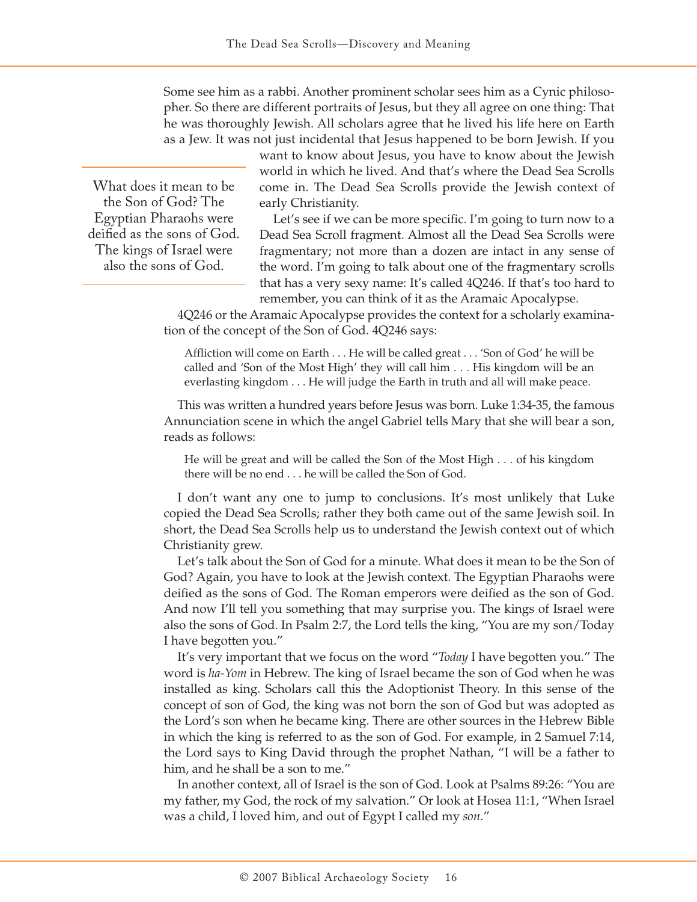Some see him as a rabbi. Another prominent scholar sees him as a Cynic philosopher. So there are different portraits of Jesus, but they all agree on one thing: That he was thoroughly Jewish. All scholars agree that he lived his life here on Earth as a Jew. It was not just incidental that Jesus happened to be born Jewish. If you want to know about Jesus, you have to know about the Jewish world in which he lived. And that's where the Dead Sea Scrolls come in. The Dead Sea Scrolls provide the Jewish context of early Christianity.

> What does it mean to be the Son of God? The Egyptian Pharaohs were deified as the sons of God. The kings of Israel were also the sons of God.

Let's see if we can be more specific. I'm going to turn now to a Dead Sea Scroll fragment. Almost all the Dead Sea Scrolls were fragmentary; not more than a dozen are intact in any sense of the word. I'm going to talk about one of the fragmentary scrolls that has a very sexy name: It's called 4Q246. If that's too hard to remember, you can think of it as the Aramaic Apocalypse.

4Q246 or the Aramaic Apocalypse provides the context for a scholarly examination of the concept of the Son of God. 4Q246 says:

> Affliction will come on Earth . . . He will be called great . . . 'Son of God' he will be called and 'Son of the Most High' they will call him . . . His kingdom will be an everlasting kingdom . . . He will judge the Earth in truth and all will make peace.

This was written a hundred years before Jesus was born. Luke 1:34-35, the famous Annunciation scene in which the angel Gabriel tells Mary that she will bear a son, reads as follows:

> He will be great and will be called the Son of the Most High . . . of his kingdom there will be no end . . . he will be called the Son of God.

I don't want any one to jump to conclusions. It's most unlikely that Luke copied the Dead Sea Scrolls; rather they both came out of the same Jewish soil. In short, the Dead Sea Scrolls help us to understand the Jewish context out of which Christianity grew.

Let's talk about the Son of God for a minute. What does it mean to be the Son of God? Again, you have to look at the Jewish context. The Egyptian Pharaohs were deified as the sons of God. The Roman emperors were deified as the son of God. And now I'll tell you something that may surprise you. The kings of Israel were also the sons of God. In Psalm 2:7, the Lord tells the king, "You are my son/Today I have begotten you."

It's very important that we focus on the word "*Today* I have begotten you." The word is *ha-Yom* in Hebrew. The king of Israel became the son of God when he was installed as king. Scholars call this the Adoptionist Theory. In this sense of the concept of son of God, the king was not born the son of God but was adopted as the Lord's son when he became king. There are other sources in the Hebrew Bible in which the king is referred to as the son of God. For example, in 2 Samuel 7:14, the Lord says to King David through the prophet Nathan, "I will be a father to him, and he shall be a son to me."

In another context, all of Israel is the son of God. Look at Psalms 89:26: "You are my father, my God, the rock of my salvation." Or look at Hosea 11:1, "When Israel was a child, I loved him, and out of Egypt I called my *son*."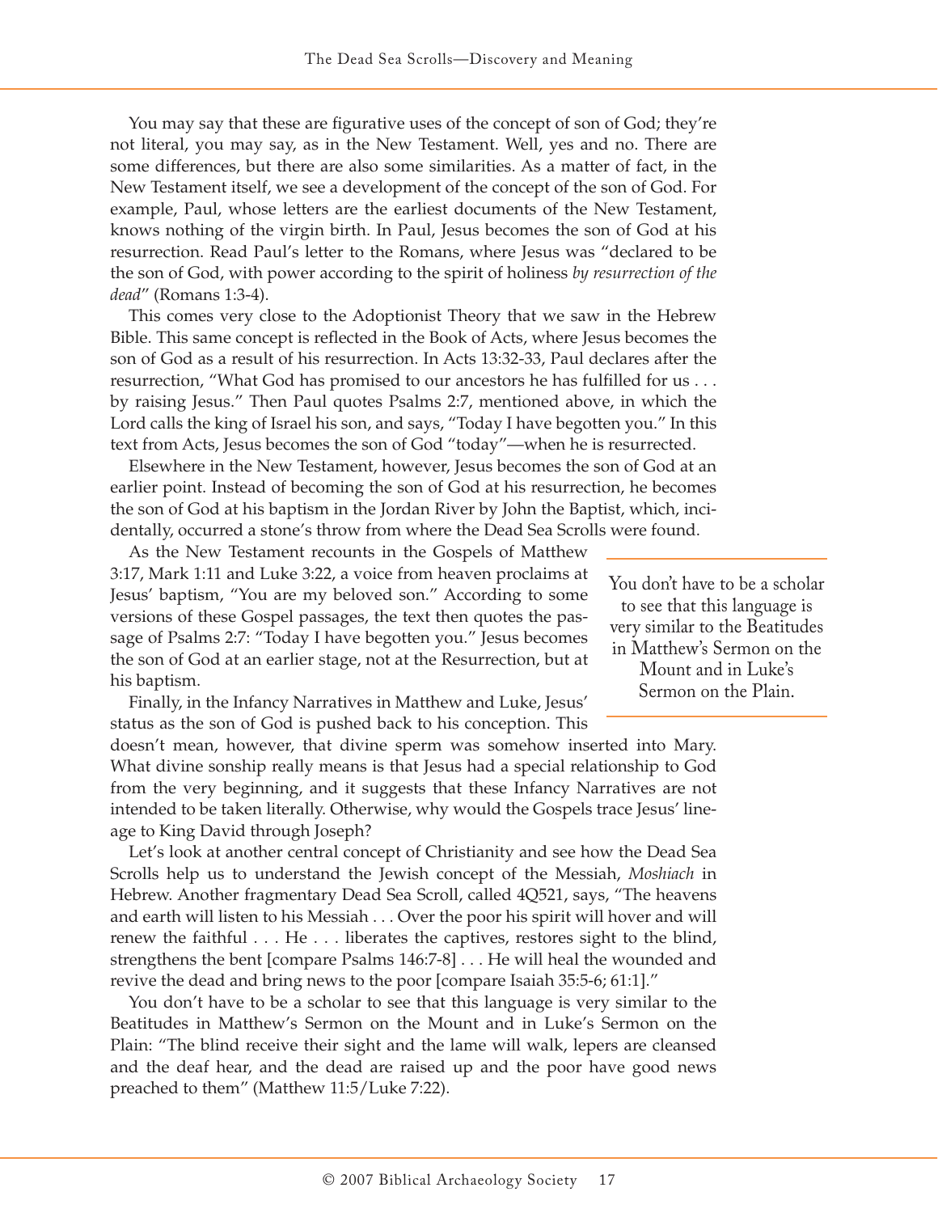You may say that these are figurative uses of the concept of son of God; they're not literal, you may say, as in the New Testament. Well, yes and no. There are some differences, but there are also some similarities. As a matter of fact, in the New Testament itself, we see a development of the concept of the son of God. For example, Paul, whose letters are the earliest documents of the New Testament, knows nothing of the virgin birth. In Paul, Jesus becomes the son of God at his resurrection. Read Paul's letter to the Romans, where Jesus was "declared to be the son of God, with power according to the spirit of holiness *by resurrection of the dead*" (Romans 1:3-4).

This comes very close to the Adoptionist Theory that we saw in the Hebrew Bible. This same concept is reflected in the Book of Acts, where Jesus becomes the son of God as a result of his resurrection. In Acts 13:32-33, Paul declares after the resurrection, "What God has promised to our ancestors he has fulfilled for us . . . by raising Jesus." Then Paul quotes Psalms 2:7, mentioned above, in which the Lord calls the king of Israel his son, and says, "Today I have begotten you." In this text from Acts, Jesus becomes the son of God "today"—when he is resurrected.

Elsewhere in the New Testament, however, Jesus becomes the son of God at an earlier point. Instead of becoming the son of God at his resurrection, he becomes the son of God at his baptism in the Jordan River by John the Baptist, which, incidentally, occurred a stone's throw from where the Dead Sea Scrolls were found.

As the New Testament recounts in the Gospels of Matthew 3:17, Mark 1:11 and Luke 3:22, a voice from heaven proclaims at Jesus' baptism, "You are my beloved son." According to some versions of these Gospel passages, the text then quotes the passage of Psalms 2:7: "Today I have begotten you." Jesus becomes the son of God at an earlier stage, not at the Resurrection, but at his baptism.

Finally, in the Infancy Narratives in Matthew and Luke, Jesus' status as the son of God is pushed back to his conception. This doesn't mean, however, that divine sperm was somehow inserted into Mary. What divine sonship really means is that Jesus had a special relationship to God from the very beginning, and it suggests that these Infancy Narratives are not intended to be taken literally. Otherwise, why would the Gospels trace Jesus' lineage to King David through Joseph?

Let's look at another central concept of Christianity and see how the Dead Sea Scrolls help us to understand the Jewish concept of the Messiah, *Moshiach* in Hebrew. Another fragmentary Dead Sea Scroll, called 4Q521, says, "The heavens and earth will listen to his Messiah . . . Over the poor his spirit will hover and will renew the faithful . . . He . . . liberates the captives, restores sight to the blind, strengthens the bent [compare Psalms 146:7-8] . . . He will heal the wounded and revive the dead and bring news to the poor [compare Isaiah 35:5-6; 61:1]."

You don't have to be a scholar to see that this language is very similar to the Beatitudes in Matthew's Sermon on the Mount and in Luke's Sermon on the Plain: "The blind receive their sight and the lame will walk, lepers are cleansed and the deaf hear, and the dead are raised up and the poor have good news preached to them" (Matthew 11:5/Luke 7:22).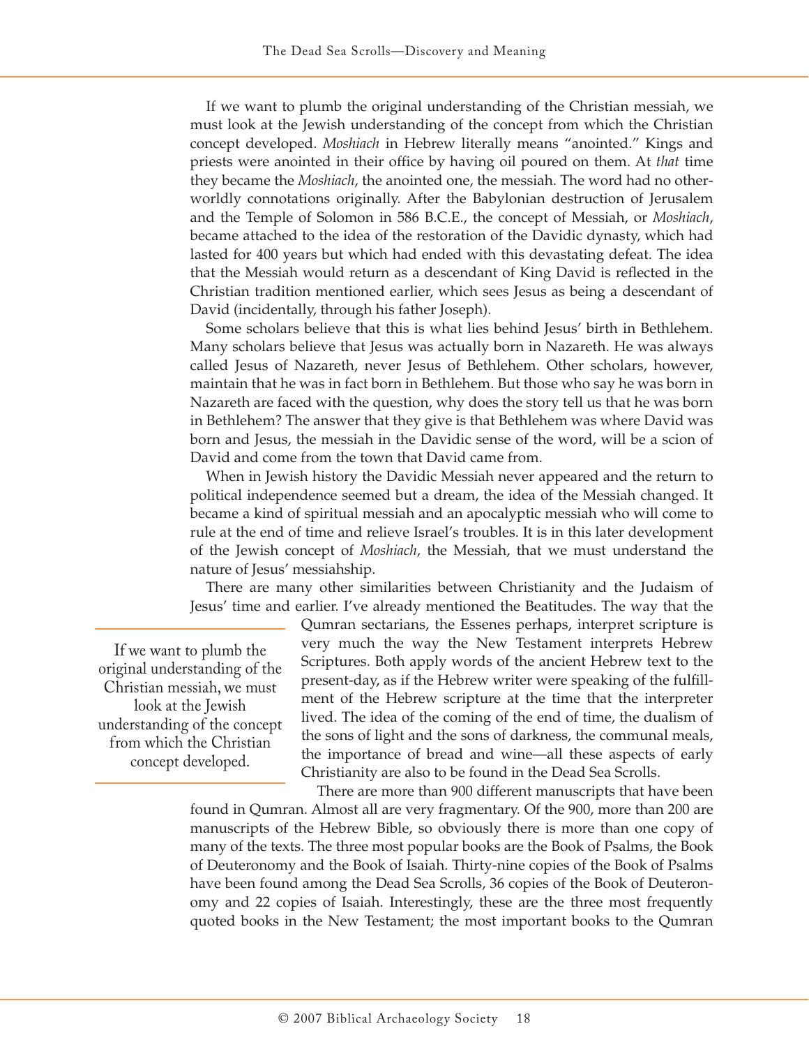If we want to plumb the original understanding of the Christian messiah, we must look at the Jewish understanding of the concept from which the Christian concept developed. *Moshiach* in Hebrew literally means "anointed." Kings and priests were anointed in their office by having oil poured on them. At *that* time they became the *Moshiach*, the anointed one, the messiah. The word had no otherworldly connotations originally. After the Babylonian destruction of Jerusalem and the Temple of Solomon in 586 B.C.E., the concept of Messiah, or *Moshiach*, became attached to the idea of the restoration of the Davidic dynasty, which had lasted for 400 years but which had ended with this devastating defeat. The idea that the Messiah would return as a descendant of King David is reflected in the Christian tradition mentioned earlier, which sees Jesus as being a descendant of David (incidentally, through his father Joseph).

Some scholars believe that this is what lies behind Jesus' birth in Bethlehem. Many scholars believe that Jesus was actually born in Nazareth. He was always called Jesus of Nazareth, never Jesus of Bethlehem. Other scholars, however, maintain that he was in fact born in Bethlehem. But those who say he was born in Nazareth are faced with the question, why does the story tell us that he was born in Bethlehem? The answer that they give is that Bethlehem was where David was born and Jesus, the messiah in the Davidic sense of the word, will be a scion of David and come from the town that David came from.

When in Jewish history the Davidic Messiah never appeared and the return to political independence seemed but a dream, the idea of the Messiah changed. It became a kind of spiritual messiah and an apocalyptic messiah who will come to rule at the end of time and relieve Israel's troubles. It is in this later development of the Jewish concept of *Moshiach*, the Messiah, that we must understand the nature of Jesus' messiahship.

There are many other similarities between Christianity and the Judaism of Jesus' time and earlier. I've already mentioned the Beatitudes. The way that the Qumran sectarians, the Essenes perhaps, interpret scripture is very much the way the New Testament interprets Hebrew Scriptures. Both apply words of the ancient Hebrew text to the present-day, as if the Hebrew writer were speaking of the fulfillment of the Hebrew scripture at the time that the interpreter lived. The idea of the coming of the end of time, the dualism of the sons of light and the sons of darkness, the communal meals, the importance of bread and wine—all these aspects of early Christianity are also to be found in the Dead Sea Scrolls.

> If we want to plumb the original understanding of the Christian messiah, we must look at the Jewish understanding of the concept from which the Christian concept developed.

There are more than 900 different manuscripts that have been found in Qumran. Almost all are very fragmentary. Of the 900, more than 200 are manuscripts of the Hebrew Bible, so obviously there is more than one copy of many of the texts. The three most popular books are the Book of Psalms, the Book of Deuteronomy and the Book of Isaiah. Thirty-nine copies of the Book of Psalms have been found among the Dead Sea Scrolls, 36 copies of the Book of Deuteronomy and 22 copies of Isaiah. Interestingly, these are the three most frequently quoted books in the New Testament; the most important books to the Qumran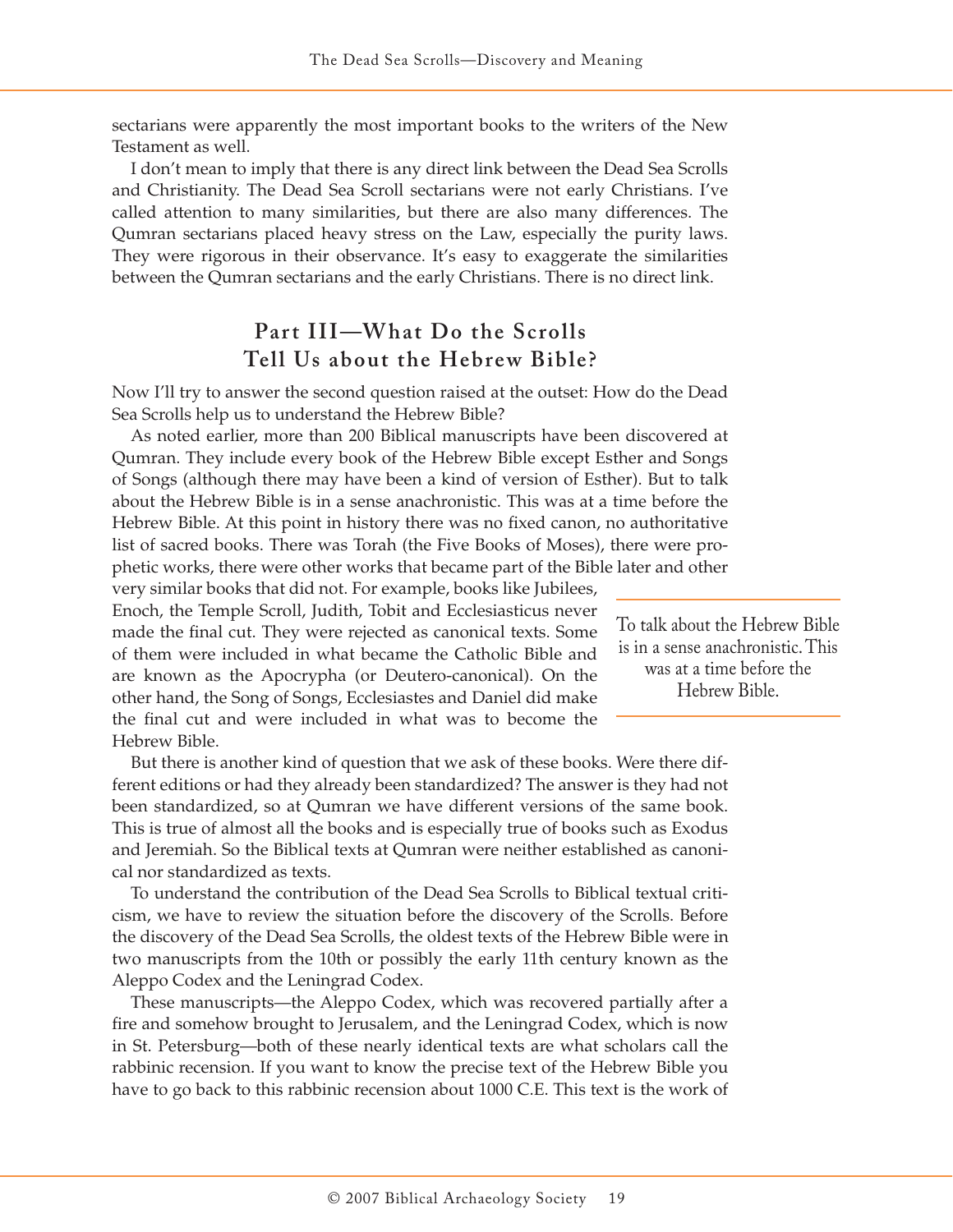sectarians were apparently the most important books to the writers of the New Testament as well.

I don't mean to imply that there is any direct link between the Dead Sea Scrolls and Christianity. The Dead Sea Scroll sectarians were not early Christians. I've called attention to many similarities, but there are also many differences. The Qumran sectarians placed heavy stress on the Law, especially the purity laws. They were rigorous in their observance. It's easy to exaggerate the similarities between the Qumran sectarians and the early Christians. There is no direct link.

## Part III—What Do the Scrolls Tell Us about the Hebrew Bible?

Now I'll try to answer the second question raised at the outset: How do the Dead Sea Scrolls help us to understand the Hebrew Bible?

As noted earlier, more than 200 Biblical manuscripts have been discovered at Qumran. They include every book of the Hebrew Bible except Esther and Songs of Songs (although there may have been a kind of version of Esther). But to talk about the Hebrew Bible is in a sense anachronistic. This was at a time before the Hebrew Bible. At this point in history there was no fixed canon, no authoritative list of sacred books. There was Torah (the Five Books of Moses), there were prophetic works, there were other works that became part of the Bible later and other very similar books that did not. For example, books like Jubilees, Enoch, the Temple Scroll, Judith, Tobit and Ecclesiasticus never made the final cut. They were rejected as canonical texts. Some of them were included in what became the Catholic Bible and are known as the Apocrypha (or Deutero-canonical). On the other hand, the Song of Songs, Ecclesiastes and Daniel did make the final cut and were included in what was to become the Hebrew Bible.

> To talk about the Hebrew Bible is in a sense anachronistic. This was at a time before the Hebrew Bible.

But there is another kind of question that we ask of these books. Were there different editions or had they already been standardized? The answer is they had not been standardized, so at Qumran we have different versions of the same book. This is true of almost all the books and is especially true of books such as Exodus and Jeremiah. So the Biblical texts at Qumran were neither established as canonical nor standardized as texts.

To understand the contribution of the Dead Sea Scrolls to Biblical textual criticism, we have to review the situation before the discovery of the Scrolls. Before the discovery of the Dead Sea Scrolls, the oldest texts of the Hebrew Bible were in two manuscripts from the 10th or possibly the early 11th century known as the Aleppo Codex and the Leningrad Codex.

These manuscripts—the Aleppo Codex, which was recovered partially after a fire and somehow brought to Jerusalem, and the Leningrad Codex, which is now in St. Petersburg—both of these nearly identical texts are what scholars call the rabbinic recension. If you want to know the precise text of the Hebrew Bible you have to go back to this rabbinic recension about 1000 C.E. This text is the work of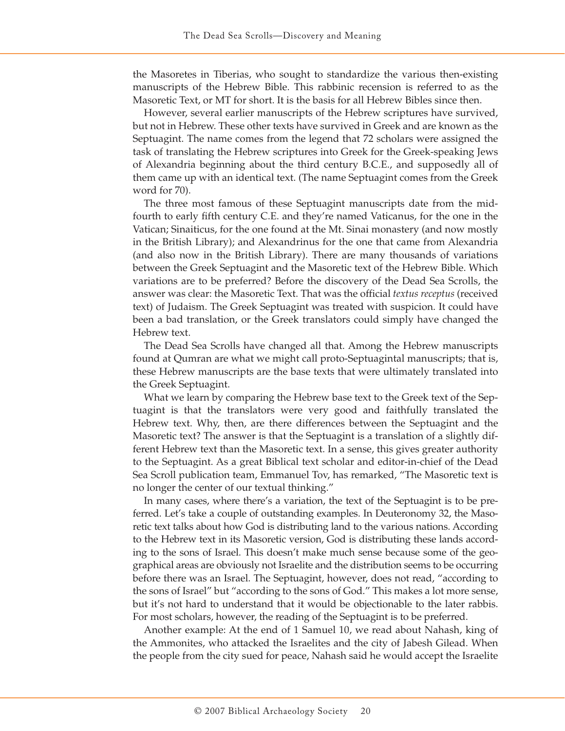the Masoretes in Tiberias, who sought to standardize the various then-existing manuscripts of the Hebrew Bible. This rabbinic recension is referred to as the Masoretic Text, or MT for short. It is the basis for all Hebrew Bibles since then.

However, several earlier manuscripts of the Hebrew scriptures have survived, but not in Hebrew. These other texts have survived in Greek and are known as the Septuagint. The name comes from the legend that 72 scholars were assigned the task of translating the Hebrew scriptures into Greek for the Greek-speaking Jews of Alexandria beginning about the third century B.C.E., and supposedly all of them came up with an identical text. (The name Septuagint comes from the Greek word for 70).

The three most famous of these Septuagint manuscripts date from the mid-fourth to early fifth century C.E. and they're named Vaticanus, for the one in the Vatican; Sinaiticus, for the one found at the Mt. Sinai monastery (and now mostly in the British Library); and Alexandrinus for the one that came from Alexandria (and also now in the British Library). There are many thousands of variations between the Greek Septuagint and the Masoretic text of the Hebrew Bible. Which variations are to be preferred? Before the discovery of the Dead Sea Scrolls, the answer was clear: the Masoretic Text. That was the official *textus receptus* (received text) of Judaism. The Greek Septuagint was treated with suspicion. It could have been a bad translation, or the Greek translators could simply have changed the Hebrew text.

The Dead Sea Scrolls have changed all that. Among the Hebrew manuscripts found at Qumran are what we might call proto-Septuagintal manuscripts; that is, these Hebrew manuscripts are the base texts that were ultimately translated into the Greek Septuagint.

What we learn by comparing the Hebrew base text to the Greek text of the Septuagint is that the translators were very good and faithfully translated the Hebrew text. Why, then, are there differences between the Septuagint and the Masoretic text? The answer is that the Septuagint is a translation of a slightly different Hebrew text than the Masoretic text. In a sense, this gives greater authority to the Septuagint. As a great Biblical text scholar and editor-in-chief of the Dead Sea Scroll publication team, Emmanuel Tov, has remarked, "The Masoretic text is no longer the center of our textual thinking."

In many cases, where there's a variation, the text of the Septuagint is to be preferred. Let's take a couple of outstanding examples. In Deuteronomy 32, the Masoretic text talks about how God is distributing land to the various nations. According to the Hebrew text in its Masoretic version, God is distributing these lands according to the sons of Israel. This doesn't make much sense because some of the geographical areas are obviously not Israelite and the distribution seems to be occurring before there was an Israel. The Septuagint, however, does not read, "according to the sons of Israel" but "according to the sons of God." This makes a lot more sense, but it's not hard to understand that it would be objectionable to the later rabbis. For most scholars, however, the reading of the Septuagint is to be preferred.

Another example: At the end of 1 Samuel 10, we read about Nahash, king of the Ammonites, who attacked the Israelites and the city of Jabesh Gilead. When the people from the city sued for peace, Nahash said he would accept the Israelite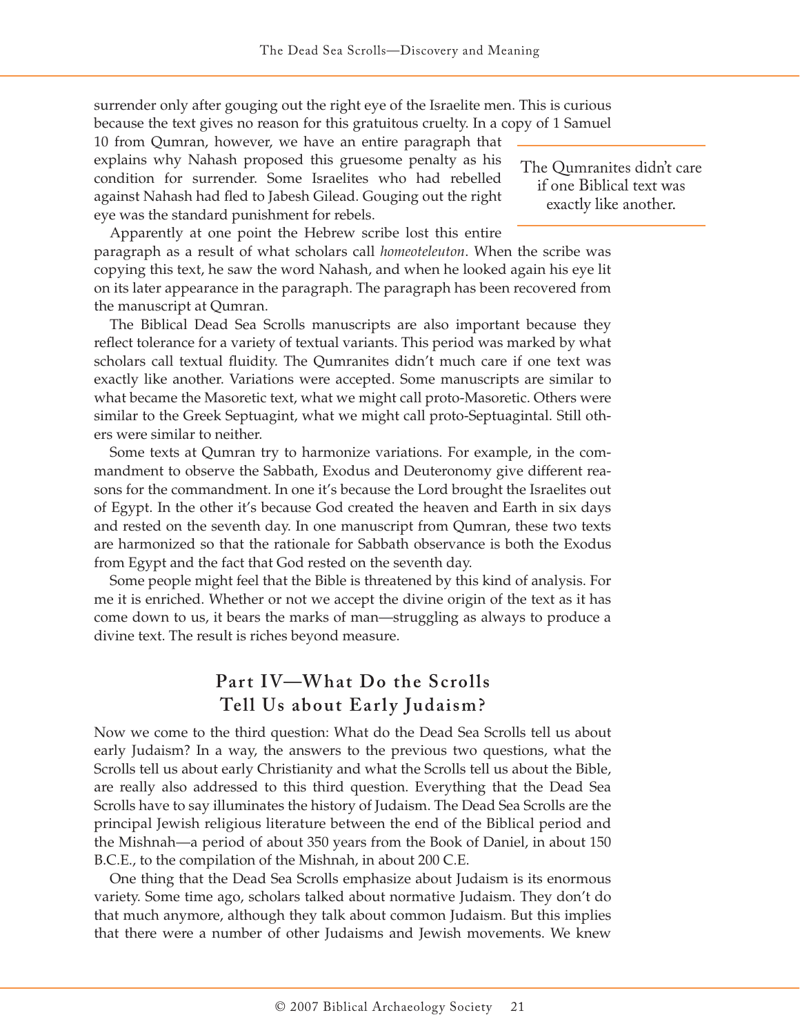surrender only after gouging out the right eye of the Israelite men. This is curious because the text gives no reason for this gratuitous cruelty. In a copy of 1 Samuel 10 from Qumran, however, we have an entire paragraph that explains why Nahash proposed this gruesome penalty as his condition for surrender. Some Israelites who had rebelled against Nahash had fled to Jabesh Gilead. Gouging out the right eye was the standard punishment for rebels.

> The Qumranites didn't care if one Biblical text was exactly like another.

Apparently at one point the Hebrew scribe lost this entire paragraph as a result of what scholars call *homeoteleuton*. When the scribe was copying this text, he saw the word Nahash, and when he looked again his eye lit on its later appearance in the paragraph. The paragraph has been recovered from the manuscript at Qumran.

The Biblical Dead Sea Scrolls manuscripts are also important because they reflect tolerance for a variety of textual variants. This period was marked by what scholars call textual fluidity. The Qumranites didn't much care if one text was exactly like another. Variations were accepted. Some manuscripts are similar to what became the Masoretic text, what we might call proto-Masoretic. Others were similar to the Greek Septuagint, what we might call proto-Septuagintal. Still others were similar to neither.

Some texts at Qumran try to harmonize variations. For example, in the commandment to observe the Sabbath, Exodus and Deuteronomy give different reasons for the commandment. In one it's because the Lord brought the Israelites out of Egypt. In the other it's because God created the heaven and Earth in six days and rested on the seventh day. In one manuscript from Qumran, these two texts are harmonized so that the rationale for Sabbath observance is both the Exodus from Egypt and the fact that God rested on the seventh day.

Some people might feel that the Bible is threatened by this kind of analysis. For me it is enriched. Whether or not we accept the divine origin of the text as it has come down to us, it bears the marks of man—struggling as always to produce a divine text. The result is riches beyond measure.

## Part IV—What Do the Scrolls Tell Us about Early Judaism?

Now we come to the third question: What do the Dead Sea Scrolls tell us about early Judaism? In a way, the answers to the previous two questions, what the Scrolls tell us about early Christianity and what the Scrolls tell us about the Bible, are really also addressed to this third question. Everything that the Dead Sea Scrolls have to say illuminates the history of Judaism. The Dead Sea Scrolls are the principal Jewish religious literature between the end of the Biblical period and the Mishnah—a period of about 350 years from the Book of Daniel, in about 150 B.C.E., to the compilation of the Mishnah, in about 200 C.E.

One thing that the Dead Sea Scrolls emphasize about Judaism is its enormous variety. Some time ago, scholars talked about normative Judaism. They don't do that much anymore, although they talk about common Judaism. But this implies that there were a number of other Judaisms and Jewish movements. We knew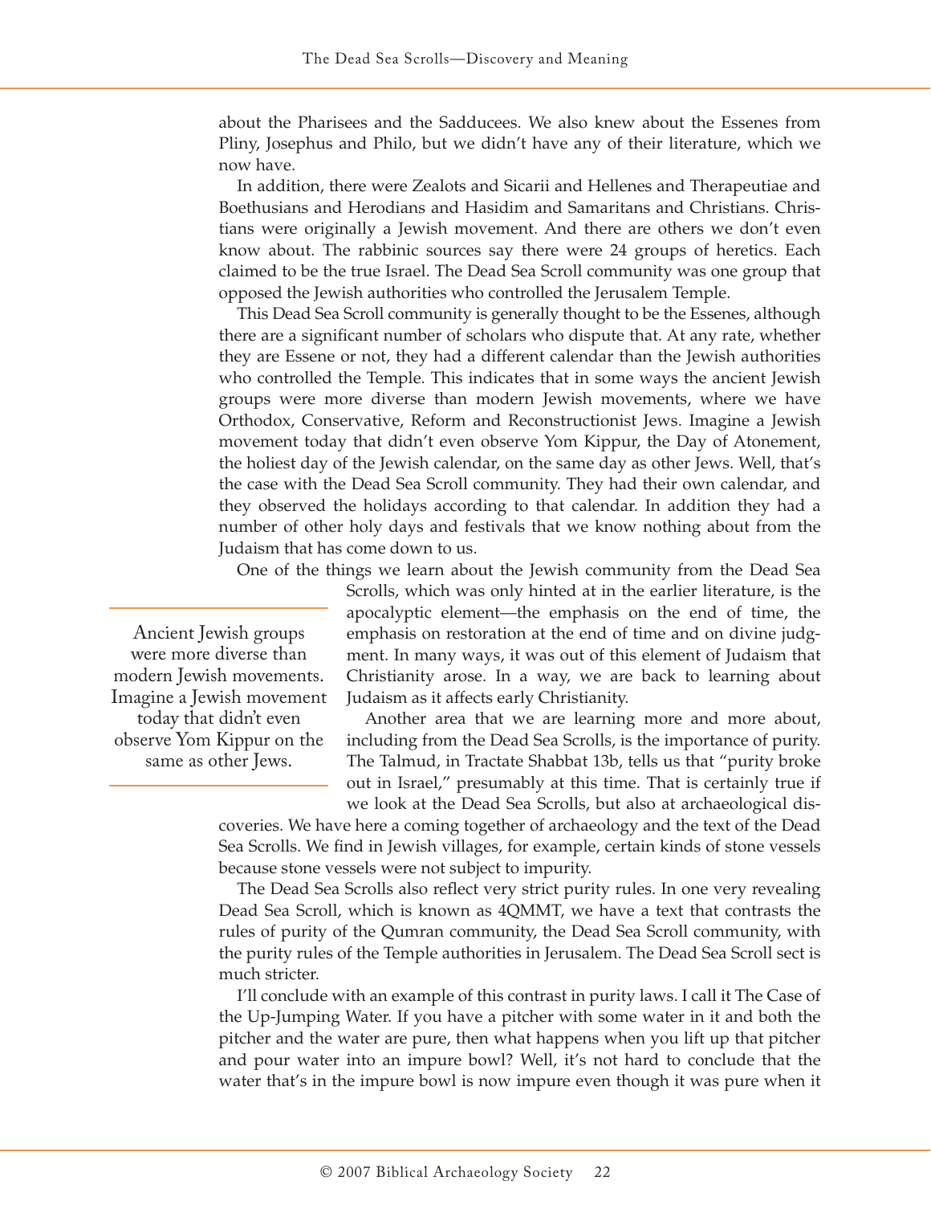about the Pharisees and the Sadducees. We also knew about the Essenes from Pliny, Josephus and Philo, but we didn't have any of their literature, which we now have.

In addition, there were Zealots and Sicarii and Hellenes and Therapeutiae and Boethusians and Herodians and Hasidim and Samaritans and Christians. Christians were originally a Jewish movement. And there are others we don't even know about. The rabbinic sources say there were 24 groups of heretics. Each claimed to be the true Israel. The Dead Sea Scroll community was one group that opposed the Jewish authorities who controlled the Jerusalem Temple.

This Dead Sea Scroll community is generally thought to be the Essenes, although there are a significant number of scholars who dispute that. At any rate, whether they are Essene or not, they had a different calendar than the Jewish authorities who controlled the Temple. This indicates that in some ways the ancient Jewish groups were more diverse than modern Jewish movements, where we have Orthodox, Conservative, Reform and Reconstructionist Jews. Imagine a Jewish movement today that didn't even observe Yom Kippur, the Day of Atonement, the holiest day of the Jewish calendar, on the same day as other Jews. Well, that's the case with the Dead Sea Scroll community. They had their own calendar, and they observed the holidays according to that calendar. In addition they had a number of other holy days and festivals that we know nothing about from the Judaism that has come down to us.

One of the things we learn about the Jewish community from the Dead Sea Scrolls, which was only hinted at in the earlier literature, is the apocalyptic element—the emphasis on the end of time, the emphasis on restoration at the end of time and on divine judgment. In many ways, it was out of this element of Judaism that Christianity arose. In a way, we are back to learning about Judaism as it affects early Christianity.

> Ancient Jewish groups were more diverse than modern Jewish movements. Imagine a Jewish movement today that didn't even observe Yom Kippur on the same as other Jews.

Another area that we are learning more and more about, including from the Dead Sea Scrolls, is the importance of purity. The Talmud, in Tractate Shabbat 13b, tells us that "purity broke out in Israel," presumably at this time. That is certainly true if we look at the Dead Sea Scrolls, but also at archaeological discoveries. We have here a coming together of archaeology and the text of the Dead Sea Scrolls. We find in Jewish villages, for example, certain kinds of stone vessels because stone vessels were not subject to impurity.

The Dead Sea Scrolls also reflect very strict purity rules. In one very revealing Dead Sea Scroll, which is known as 4QMMT, we have a text that contrasts the rules of purity of the Qumran community, the Dead Sea Scroll community, with the purity rules of the Temple authorities in Jerusalem. The Dead Sea Scroll sect is much stricter.

I'll conclude with an example of this contrast in purity laws. I call it The Case of the Up-Jumping Water. If you have a pitcher with some water in it and both the pitcher and the water are pure, then what happens when you lift up that pitcher and pour water into an impure bowl? Well, it's not hard to conclude that the water that's in the impure bowl is now impure even though it was pure when it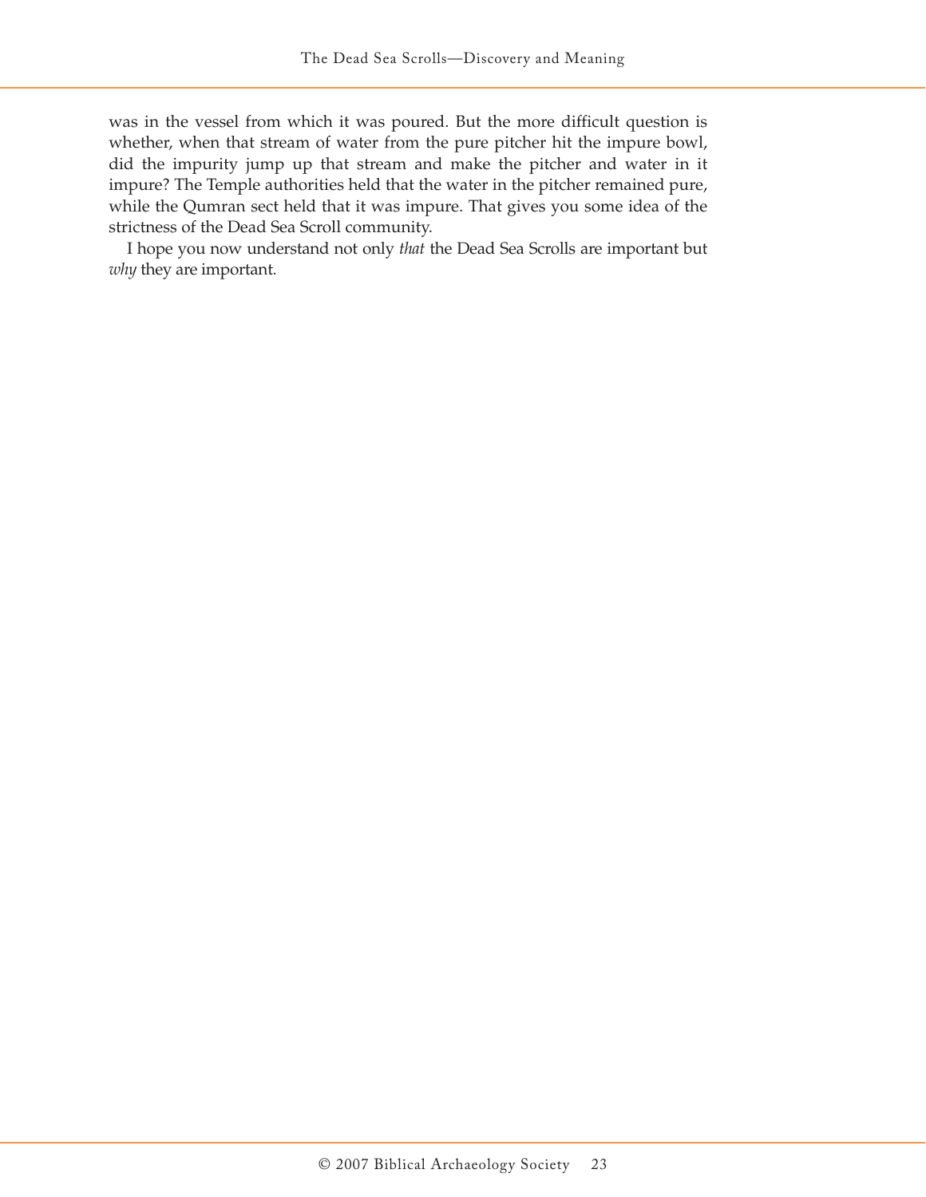was in the vessel from which it was poured. But the more difficult question is whether, when that stream of water from the pure pitcher hit the impure bowl, did the impurity jump up that stream and make the pitcher and water in it impure? The Temple authorities held that the water in the pitcher remained pure, while the Qumran sect held that it was impure. That gives you some idea of the strictness of the Dead Sea Scroll community.

I hope you now understand not only *that* the Dead Sea Scrolls are important but *why* they are important.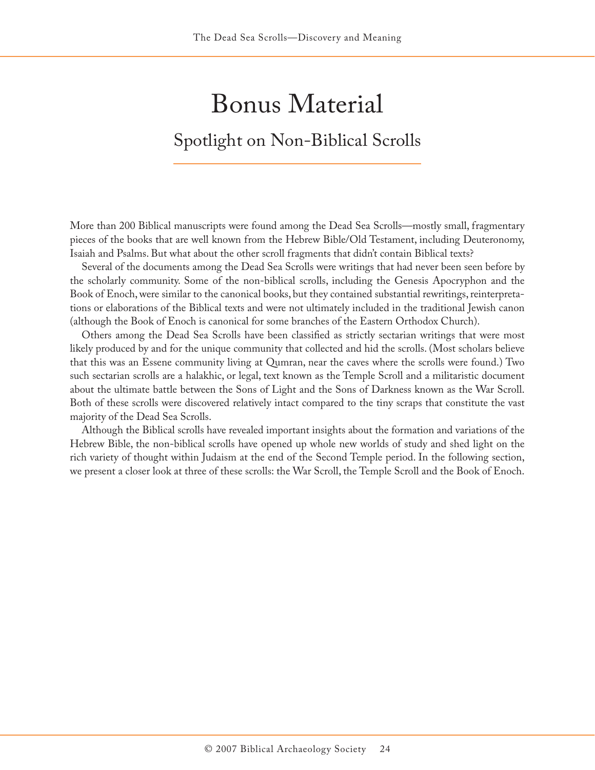# Bonus Material

## Spotlight on Non-Biblical Scrolls

More than 200 Biblical manuscripts were found among the Dead Sea Scrolls—mostly small, fragmentary pieces of the books that are well known from the Hebrew Bible/Old Testament, including Deuteronomy, Isaiah and Psalms. But what about the other scroll fragments that didn't contain Biblical texts?

Several of the documents among the Dead Sea Scrolls were writings that had never been seen before by the scholarly community. Some of the non-biblical scrolls, including the Genesis Apocryphon and the Book of Enoch, were similar to the canonical books, but they contained substantial rewritings, reinterpretations or elaborations of the Biblical texts and were not ultimately included in the traditional Jewish canon (although the Book of Enoch is canonical for some branches of the Eastern Orthodox Church).

Others among the Dead Sea Scrolls have been classified as strictly sectarian writings that were most likely produced by and for the unique community that collected and hid the scrolls. (Most scholars believe that this was an Essene community living at Qumran, near the caves where the scrolls were found.) Two such sectarian scrolls are a halakhic, or legal, text known as the Temple Scroll and a militaristic document about the ultimate battle between the Sons of Light and the Sons of Darkness known as the War Scroll. Both of these scrolls were discovered relatively intact compared to the tiny scraps that constitute the vast majority of the Dead Sea Scrolls.

Although the Biblical scrolls have revealed important insights about the formation and variations of the Hebrew Bible, the non-biblical scrolls have opened up whole new worlds of study and shed light on the rich variety of thought within Judaism at the end of the Second Temple period. In the following section, we present a closer look at three of these scrolls: the War Scroll, the Temple Scroll and the Book of Enoch.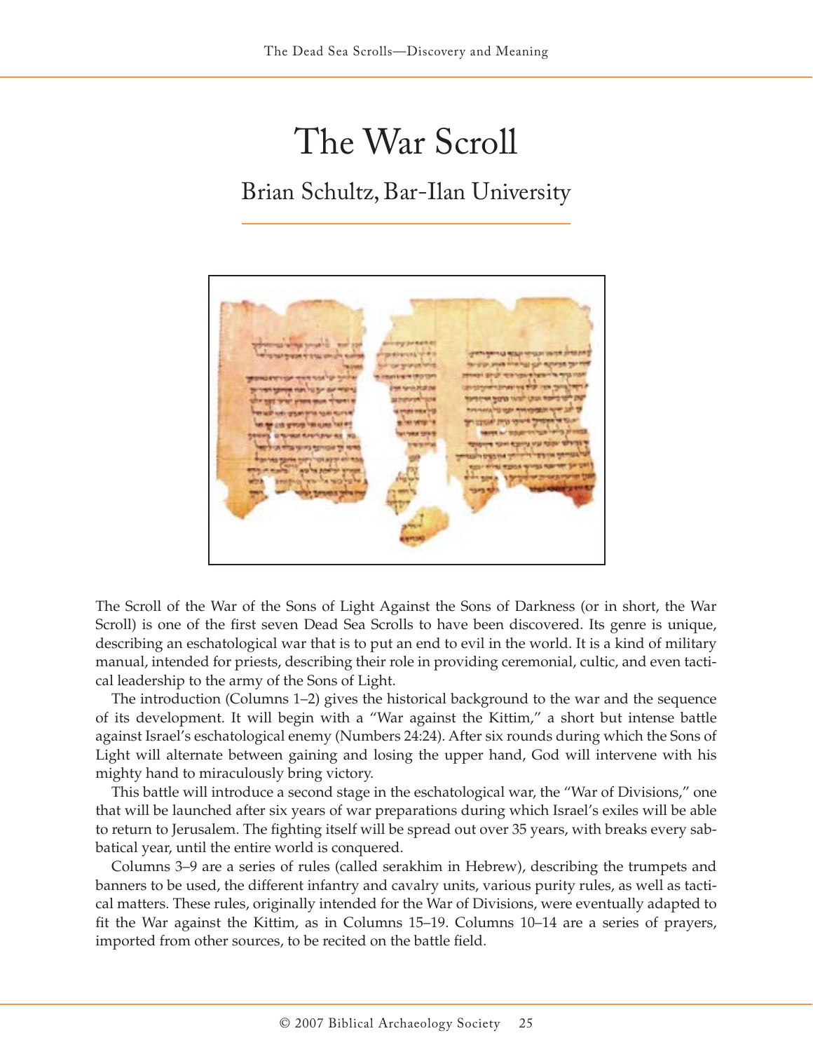# The War Scroll

## Brian Schultz, Bar-Ilan University

The Scroll of the War of the Sons of Light Against the Sons of Darkness (or in short, the War Scroll) is one of the first seven Dead Sea Scrolls to have been discovered. Its genre is unique, describing an eschatological war that is to put an end to evil in the world. It is a kind of military manual, intended for priests, describing their role in providing ceremonial, cultic, and even tactical leadership to the army of the Sons of Light.

The introduction (Columns 1–2) gives the historical background to the war and the sequence of its development. It will begin with a "War against the Kittim," a short but intense battle against Israel's eschatological enemy (Numbers 24:24). After six rounds during which the Sons of Light will alternate between gaining and losing the upper hand, God will intervene with his mighty hand to miraculously bring victory.

This battle will introduce a second stage in the eschatological war, the "War of Divisions," one that will be launched after six years of war preparations during which Israel's exiles will be able to return to Jerusalem. The fighting itself will be spread out over 35 years, with breaks every sabbatical year, until the entire world is conquered.

Columns 3–9 are a series of rules (called serakhim in Hebrew), describing the trumpets and banners to be used, the different infantry and cavalry units, various purity rules, as well as tactical matters. These rules, originally intended for the War of Divisions, were eventually adapted to fit the War against the Kittim, as in Columns 15–19. Columns 10–14 are a series of prayers, imported from other sources, to be recited on the battle field.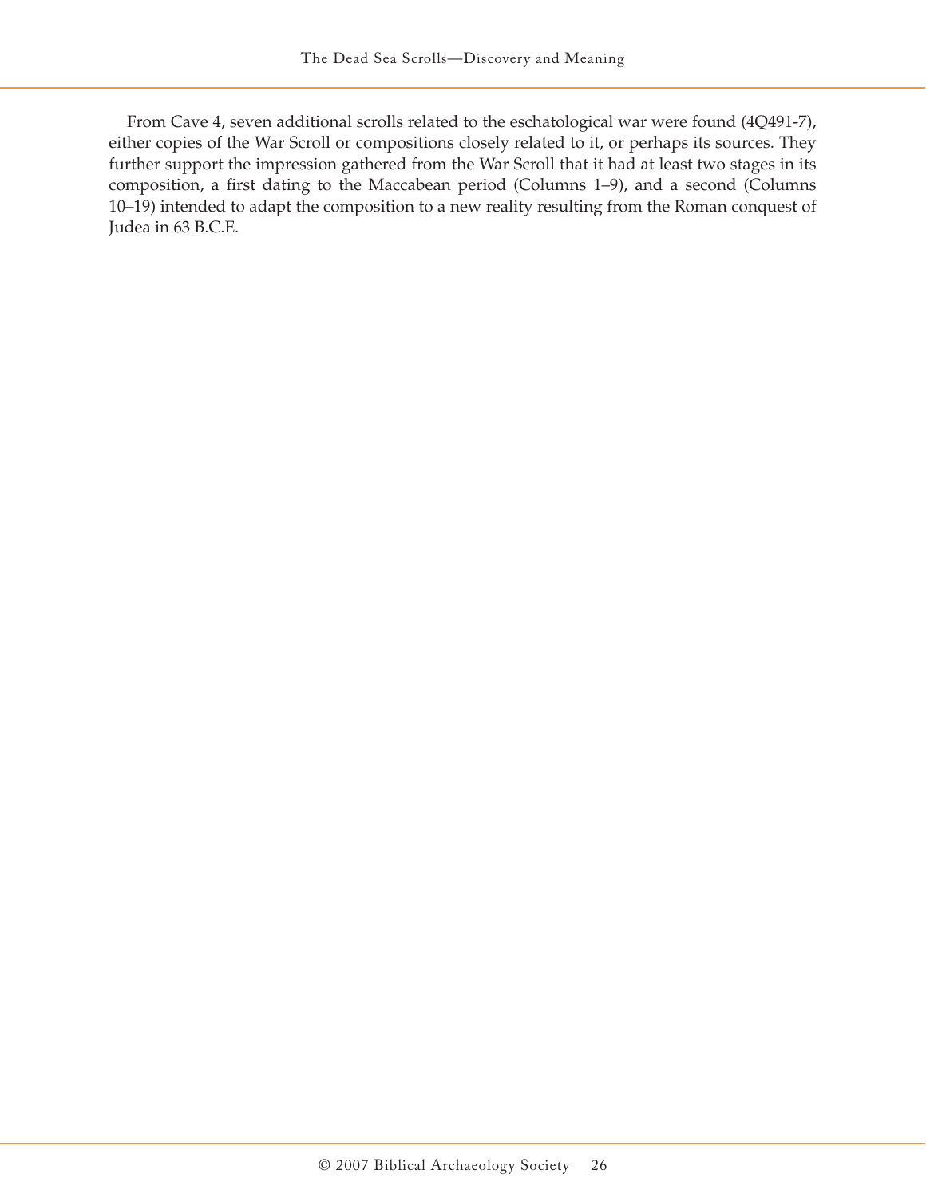From Cave 4, seven additional scrolls related to the eschatological war were found (4Q491-7), either copies of the War Scroll or compositions closely related to it, or perhaps its sources. They further support the impression gathered from the War Scroll that it had at least two stages in its composition, a first dating to the Maccabean period (Columns 1–9), and a second (Columns 10–19) intended to adapt the composition to a new reality resulting from the Roman conquest of Judea in 63 B.C.E.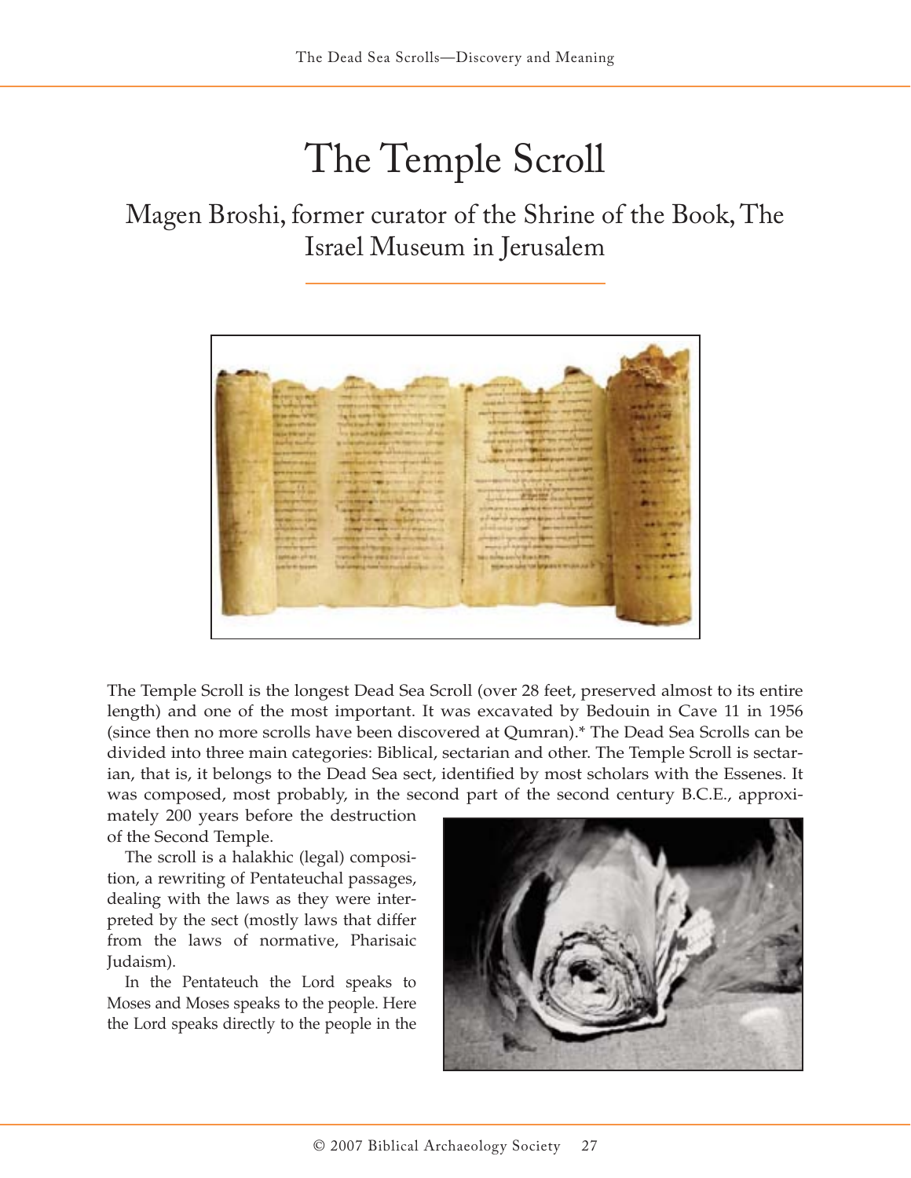# The Temple Scroll

## Magen Broshi, former curator of the Shrine of the Book, The Israel Museum in Jerusalem

The Temple Scroll is the longest Dead Sea Scroll (over 28 feet, preserved almost to its entire length) and one of the most important. It was excavated by Bedouin in Cave 11 in 1956 (since then no more scrolls have been discovered at Qumran).* The Dead Sea Scrolls can be divided into three main categories: Biblical, sectarian and other. The Temple Scroll is sectarian, that is, it belongs to the Dead Sea sect, identified by most scholars with the Essenes. It was composed, most probably, in the second part of the second century B.C.E., approximately 200 years before the destruction of the Second Temple.

The scroll is a halakhic (legal) composition, a rewriting of Pentateuchal passages, dealing with the laws as they were interpreted by the sect (mostly laws that differ from the laws of normative, Pharisaic Judaism).

In the Pentateuch the Lord speaks to Moses and Moses speaks to the people. Here the Lord speaks directly to the people in the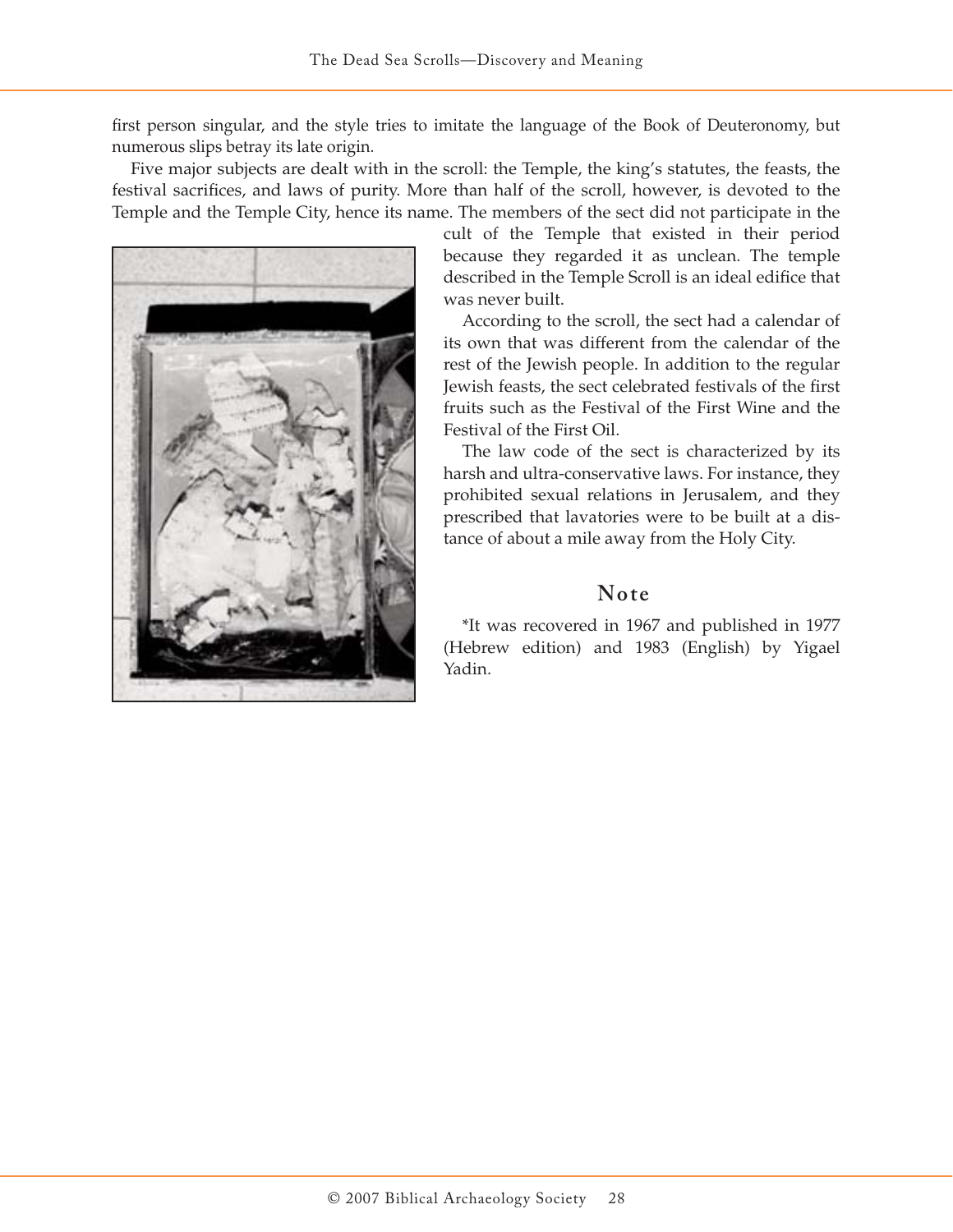first person singular, and the style tries to imitate the language of the Book of Deuteronomy, but numerous slips betray its late origin.

Five major subjects are dealt with in the scroll: the Temple, the king's statutes, the feasts, the festival sacrifices, and laws of purity. More than half of the scroll, however, is devoted to the Temple and the Temple City, hence its name. The members of the sect did not participate in the cult of the Temple that existed in their period because they regarded it as unclean. The temple described in the Temple Scroll is an ideal edifice that was never built.

According to the scroll, the sect had a calendar of its own that was different from the calendar of the rest of the Jewish people. In addition to the regular Jewish feasts, the sect celebrated festivals of the first fruits such as the Festival of the First Wine and the Festival of the First Oil.

The law code of the sect is characterized by its harsh and ultra-conservative laws. For instance, they prohibited sexual relations in Jerusalem, and they prescribed that lavatories were to be built at a distance of about a mile away from the Holy City.

## Note

*It was recovered in 1967 and published in 1977 (Hebrew edition) and 1983 (English) by Yigael Yadin.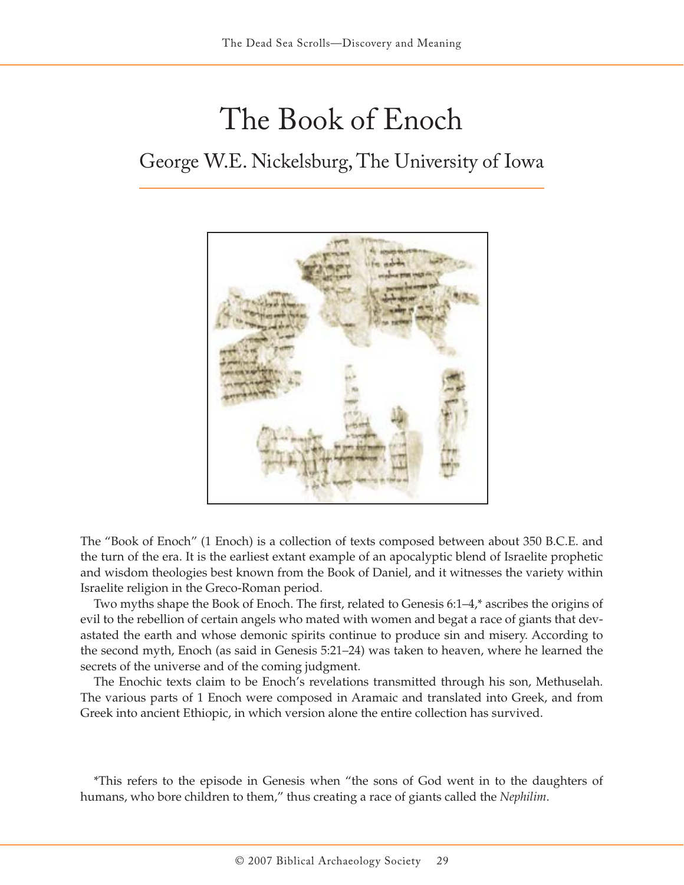# The Book of Enoch

## George W.E. Nickelsburg, The University of Iowa

The "Book of Enoch" (1 Enoch) is a collection of texts composed between about 350 B.C.E. and the turn of the era. It is the earliest extant example of an apocalyptic blend of Israelite prophetic and wisdom theologies best known from the Book of Daniel, and it witnesses the variety within Israelite religion in the Greco-Roman period.

Two myths shape the Book of Enoch. The first, related to Genesis 6:1–4,* ascribes the origins of evil to the rebellion of certain angels who mated with women and begat a race of giants that devastated the earth and whose demonic spirits continue to produce sin and misery. According to the second myth, Enoch (as said in Genesis 5:21–24) was taken to heaven, where he learned the secrets of the universe and of the coming judgment.

The Enochic texts claim to be Enoch's revelations transmitted through his son, Methuselah. The various parts of 1 Enoch were composed in Aramaic and translated into Greek, and from Greek into ancient Ethiopic, in which version alone the entire collection has survived.

*This refers to the episode in Genesis when "the sons of God went in to the daughters of humans, who bore children to them," thus creating a race of giants called the *Nephilim*.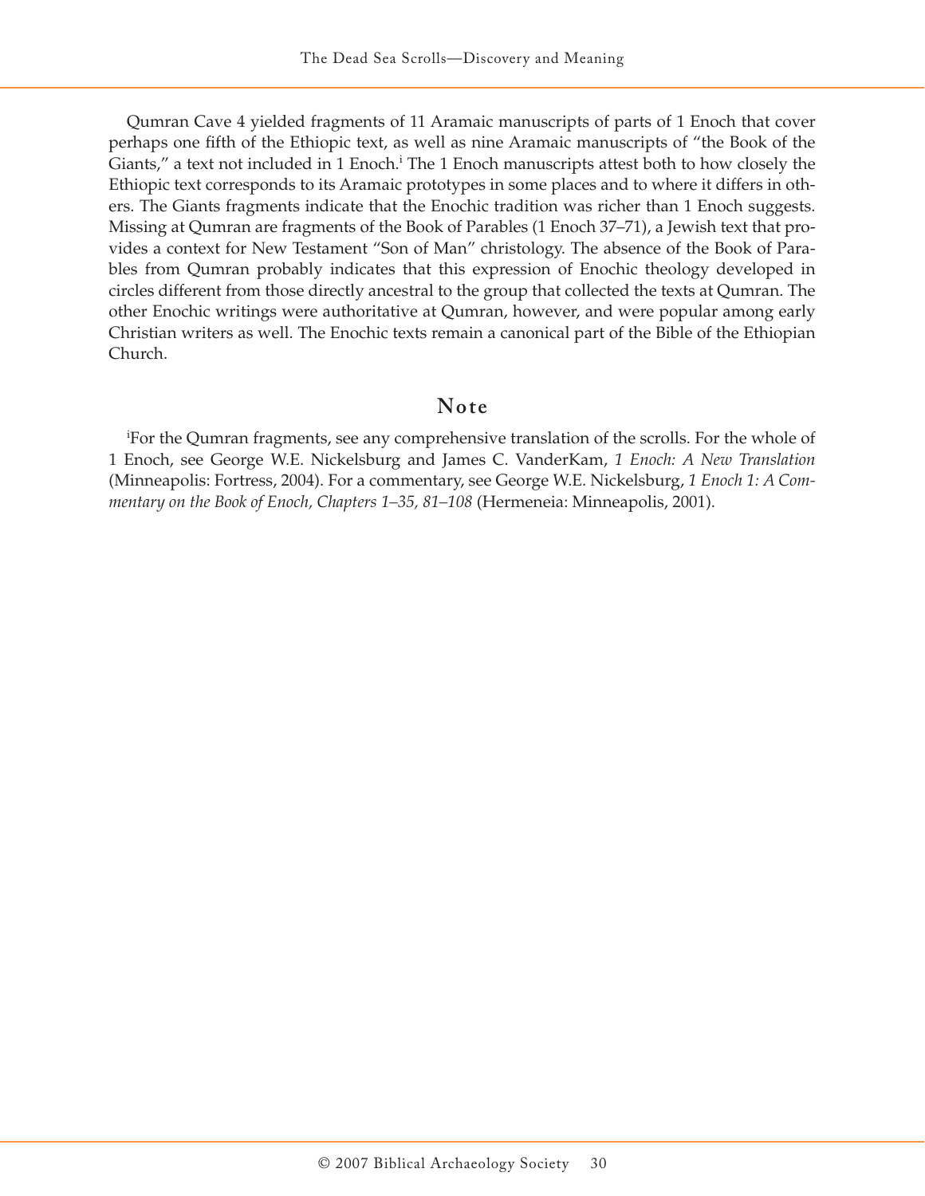Qumran Cave 4 yielded fragments of 11 Aramaic manuscripts of parts of 1 Enoch that cover perhaps one fifth of the Ethiopic text, as well as nine Aramaic manuscripts of "the Book of the Giants," a text not included in 1 Enoch.[i] The 1 Enoch manuscripts attest both to how closely the Ethiopic text corresponds to its Aramaic prototypes in some places and to where it differs in others. The Giants fragments indicate that the Enochic tradition was richer than 1 Enoch suggests. Missing at Qumran are fragments of the Book of Parables (1 Enoch 37–71), a Jewish text that provides a context for New Testament "Son of Man" christology. The absence of the Book of Parables from Qumran probably indicates that this expression of Enochic theology developed in circles different from those directly ancestral to the group that collected the texts at Qumran. The other Enochic writings were authoritative at Qumran, however, and were popular among early Christian writers as well. The Enochic texts remain a canonical part of the Bible of the Ethiopian Church.

## Note

[i]For the Qumran fragments, see any comprehensive translation of the scrolls. For the whole of 1 Enoch, see George W.E. Nickelsburg and James C. VanderKam, *1 Enoch: A New Translation* (Minneapolis: Fortress, 2004). For a commentary, see George W.E. Nickelsburg, *1 Enoch 1: A Commentary on the Book of Enoch, Chapters 1–35, 81–108* (Hermeneia: Minneapolis, 2001).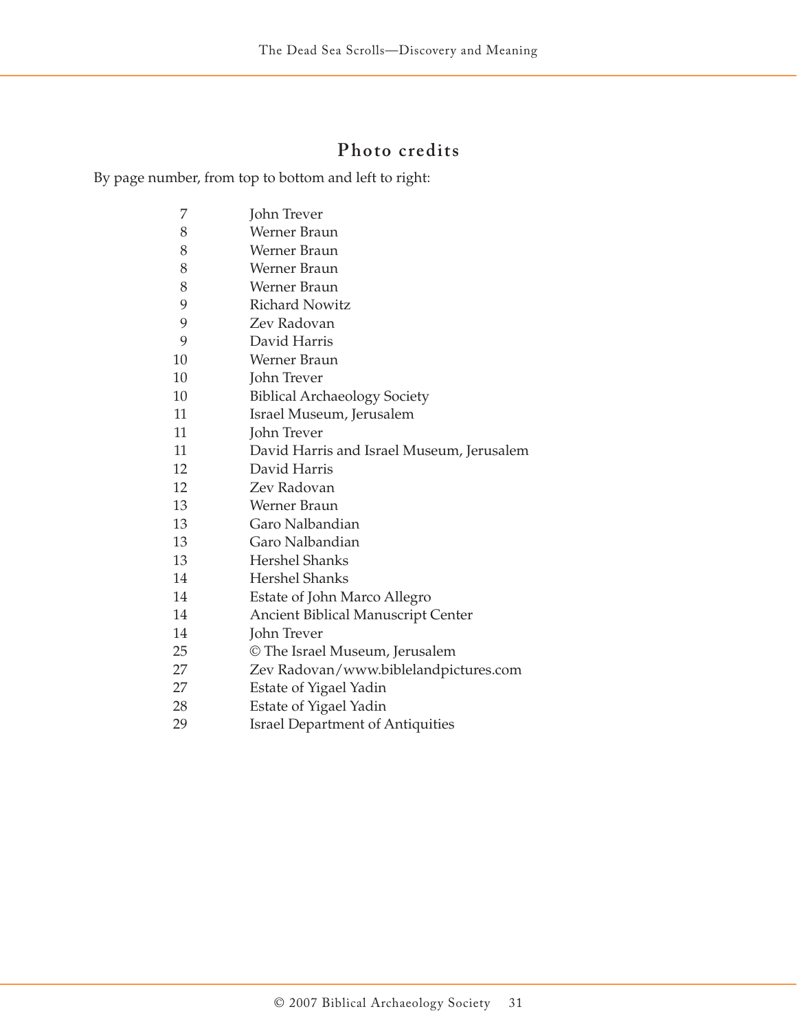## Photo credits

By page number, from top to bottom and left to right:

| | |
|---|---|
| 7 | John Trever |
| 8 | Werner Braun |
| 8 | Werner Braun |
| 8 | Werner Braun |
| 8 | Werner Braun |
| 9 | Richard Nowitz |
| 9 | Zev Radovan |
| 9 | David Harris |
| 10 | Werner Braun |
| 10 | John Trever |
| 10 | Biblical Archaeology Society |
| 11 | Israel Museum, Jerusalem |
| 11 | John Trever |
| 11 | David Harris and Israel Museum, Jerusalem |
| 12 | David Harris |
| 12 | Zev Radovan |
| 13 | Werner Braun |
| 13 | Garo Nalbandian |
| 13 | Garo Nalbandian |
| 13 | Hershel Shanks |
| 14 | Hershel Shanks |
| 14 | Estate of John Marco Allegro |
| 14 | Ancient Biblical Manuscript Center |
| 14 | John Trever |
| 25 | © The Israel Museum, Jerusalem |
| 27 | Zev Radovan/www.biblelandpictures.com |
| 27 | Estate of Yigael Yadin |
| 28 | Estate of Yigael Yadin |
| 29 | Israel Department of Antiquities |

© 2007 Biblical Archaeology Society